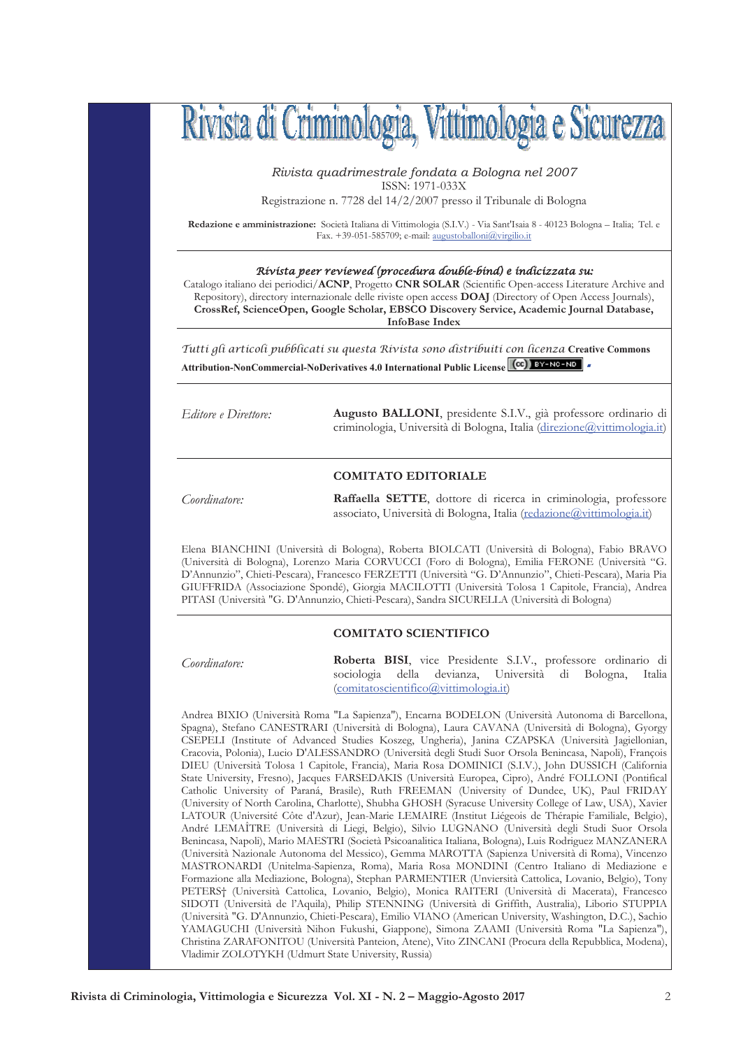# Rivista di Criminologia, Vittimologia e Sicurezza

*Rivista quadrimestrale fondata a Bologna nel 2007*
ISSN: 1971-033X
Registrazione n. 7728 del 14/2/2007 presso il Tribunale di Bologna

**Redazione e amministrazione:** Società Italiana di Vittimologia (S.I.V.) - Via Sant'Isaia 8 - 40123 Bologna – Italia; Tel. e Fax. +39-051-585709; e-mail: augustoballoni@virgilio.it

***Rivista peer reviewed (procedura double-blind) e indicizzata su:***
Catalogo italiano dei periodici/**ACNP**, Progetto **CNR SOLAR** (Scientific Open-access Literature Archive and Repository), directory internazionale delle riviste open access **DOAJ** (Directory of Open Access Journals), **CrossRef, ScienceOpen, Google Scholar, EBSCO Discovery Service, Academic Journal Database, InfoBase Index**

*Tutti gli articoli pubblicati su questa Rivista sono distribuiti con licenza* **Creative Commons Attribution-NonCommercial-NoDerivatives 4.0 International Public License**

*Editore e Direttore:* **Augusto BALLONI**, presidente S.I.V., già professore ordinario di criminologia, Università di Bologna, Italia (direzione@vittimologia.it)

## COMITATO EDITORIALE

*Coordinatore:* **Raffaella SETTE**, dottore di ricerca in criminologia, professore associato, Università di Bologna, Italia (redazione@vittimologia.it)

Elena BIANCHINI (Università di Bologna), Roberta BIOLCATI (Università di Bologna), Fabio BRAVO (Università di Bologna), Lorenzo Maria CORVUCCI (Foro di Bologna), Emilia FERONE (Università "G. D'Annunzio", Chieti-Pescara), Francesco FERZETTI (Università "G. D'Annunzio", Chieti-Pescara), Maria Pia GIUFFRIDA (Associazione Spondé), Giorgia MACILOTTI (Università Tolosa 1 Capitole, Francia), Andrea PITASI (Università "G. D'Annunzio, Chieti-Pescara), Sandra SICURELLA (Università di Bologna)

## COMITATO SCIENTIFICO

*Coordinatore:* **Roberta BISI**, vice Presidente S.I.V., professore ordinario di sociologia della devianza, Università di Bologna, Italia (comitatoscientifico@vittimologia.it)

Andrea BIXIO (Università Roma "La Sapienza"), Encarna BODELON (Università Autonoma di Barcellona, Spagna), Stefano CANESTRARI (Università di Bologna), Laura CAVANA (Università di Bologna), Gyorgy CSEPELI (Institute of Advanced Studies Koszeg, Ungheria), Janina CZAPSKA (Università Jagiellonian, Cracovia, Polonia), Lucio D'ALESSANDRO (Università degli Studi Suor Orsola Benincasa, Napoli), François DIEU (Università Tolosa 1 Capitole, Francia), Maria Rosa DOMINICI (S.I.V.), John DUSSICH (California State University, Fresno), Jacques FARSEDAKIS (Università Europea, Cipro), André FOLLONI (Pontifical Catholic University of Paraná, Brasile), Ruth FREEMAN (University of Dundee, UK), Paul FRIDAY (University of North Carolina, Charlotte), Shubha GHOSH (Syracuse University College of Law, USA), Xavier LATOUR (Université Côte d'Azur), Jean-Marie LEMAIRE (Institut Liégeois de Thérapie Familiale, Belgio), André LEMAÎTRE (Università di Liegi, Belgio), Silvio LUGNANO (Università degli Studi Suor Orsola Benincasa, Napoli), Mario MAESTRI (Società Psicoanalitica Italiana, Bologna), Luis Rodriguez MANZANERA (Università Nazionale Autonoma del Messico), Gemma MAROTTA (Sapienza Università di Roma), Vincenzo MASTRONARDI (Unitelma-Sapienza, Roma), Maria Rosa MONDINI (Centro Italiano di Mediazione e Formazione alla Mediazione, Bologna), Stephan PARMENTIER (Unviersità Cattolica, Lovanio, Belgio), Tony PETERS† (Università Cattolica, Lovanio, Belgio), Monica RAITERI (Università di Macerata), Francesco SIDOTI (Università de l'Aquila), Philip STENNING (Università di Griffith, Australia), Liborio STUPPIA (Università "G. D'Annunzio, Chieti-Pescara), Emilio VIANO (American University, Washington, D.C.), Sachio YAMAGUCHI (Università Nihon Fukushi, Giappone), Simona ZAAMI (Università Roma "La Sapienza"), Christina ZARAFONITOU (Università Panteion, Atene), Vito ZINCANI (Procura della Repubblica, Modena), Vladimir ZOLOTYKH (Udmurt State University, Russia)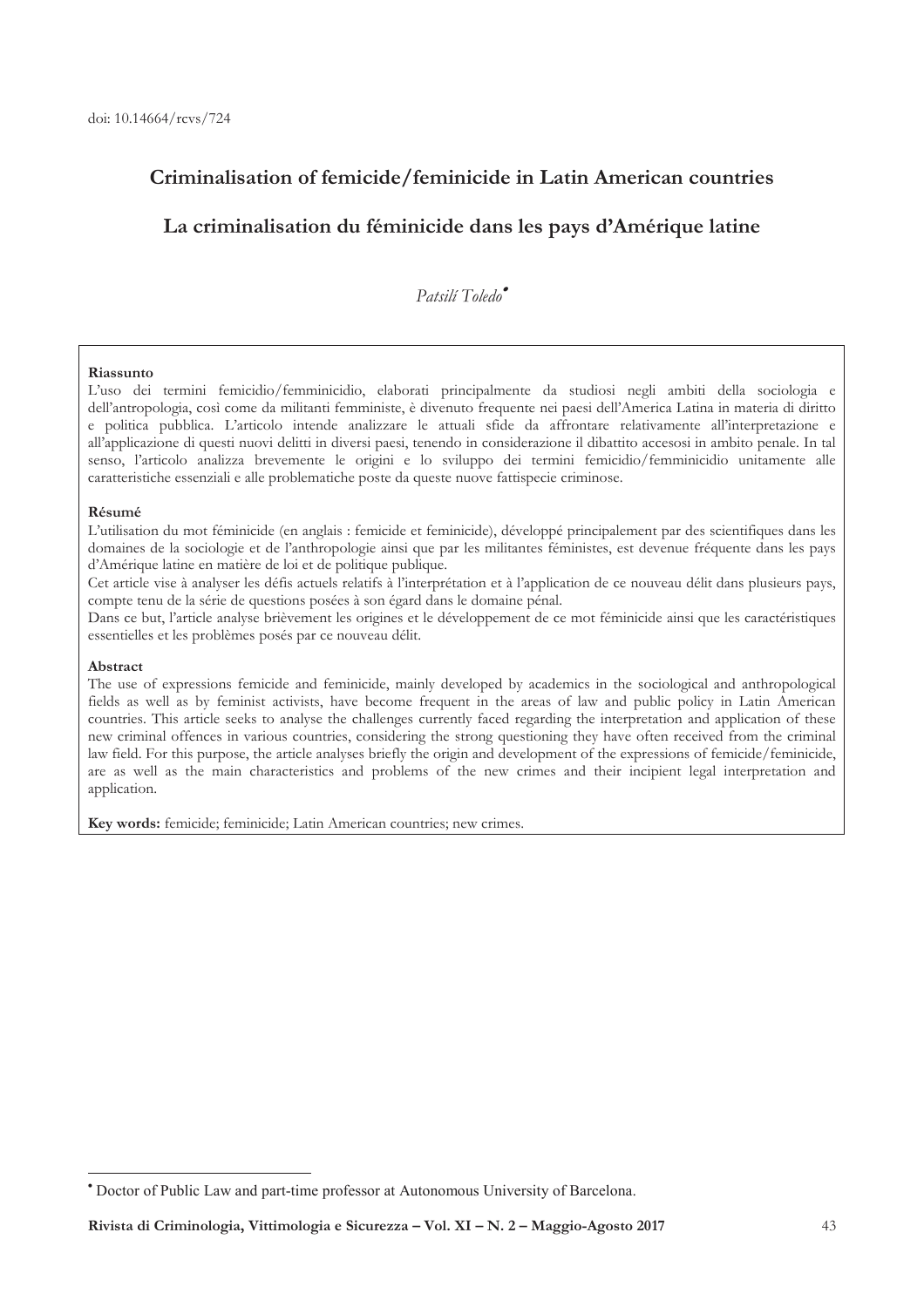doi: 10.14664/rcvs/724

# Criminalisation of femicide/feminicide in Latin American countries

# La criminalisation du féminicide dans les pays d'Amérique latine

*Patsilí Toledo*[•]

**Riassunto**

L'uso dei termini femicidio/femminicidio, elaborati principalmente da studiosi negli ambiti della sociologia e dell'antropologia, così come da militanti femministe, è divenuto frequente nei paesi dell'America Latina in materia di diritto e politica pubblica. L'articolo intende analizzare le attuali sfide da affrontare relativamente all'interpretazione e all'applicazione di questi nuovi delitti in diversi paesi, tenendo in considerazione il dibattito accesosi in ambito penale. In tal senso, l'articolo analizza brevemente le origini e lo sviluppo dei termini femicidio/femminicidio unitamente alle caratteristiche essenziali e alle problematiche poste da queste nuove fattispecie criminose.

**Résumé**

L'utilisation du mot féminicide (en anglais : femicide et feminicide), développé principalement par des scientifiques dans les domaines de la sociologie et de l'anthropologie ainsi que par les militantes féministes, est devenue fréquente dans les pays d'Amérique latine en matière de loi et de politique publique.

Cet article vise à analyser les défis actuels relatifs à l'interprétation et à l'application de ce nouveau délit dans plusieurs pays, compte tenu de la série de questions posées à son égard dans le domaine pénal.

Dans ce but, l'article analyse brièvement les origines et le développement de ce mot féminicide ainsi que les caractéristiques essentielles et les problèmes posés par ce nouveau délit.

**Abstract**

The use of expressions femicide and feminicide, mainly developed by academics in the sociological and anthropological fields as well as by feminist activists, have become frequent in the areas of law and public policy in Latin American countries. This article seeks to analyse the challenges currently faced regarding the interpretation and application of these new criminal offences in various countries, considering the strong questioning they have often received from the criminal law field. For this purpose, the article analyses briefly the origin and development of the expressions of femicide/feminicide, are as well as the main characteristics and problems of the new crimes and their incipient legal interpretation and application.

**Key words:** femicide; feminicide; Latin American countries; new crimes.

---

[•] Doctor of Public Law and part-time professor at Autonomous University of Barcelona.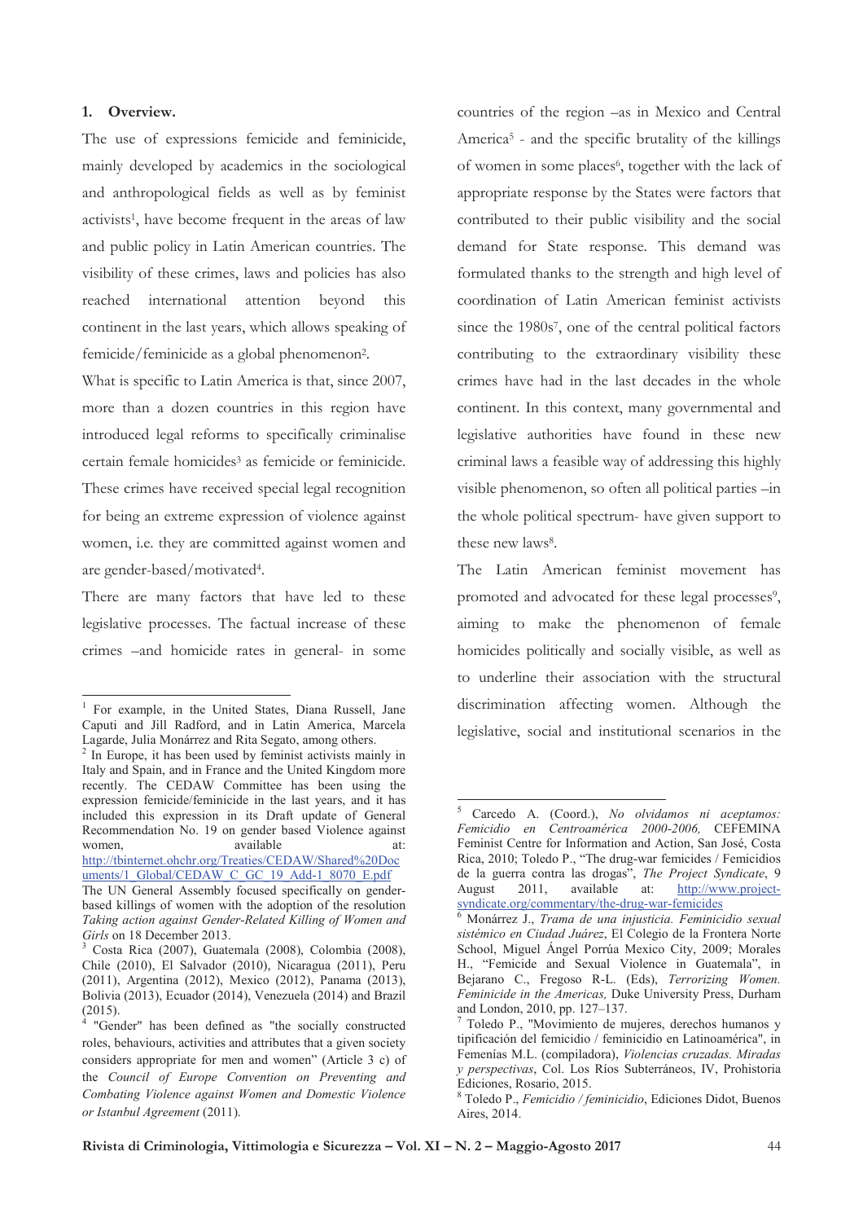## 1. Overview.

The use of expressions femicide and feminicide, mainly developed by academics in the sociological and anthropological fields as well as by feminist activists[1], have become frequent in the areas of law and public policy in Latin American countries. The visibility of these crimes, laws and policies has also reached international attention beyond this continent in the last years, which allows speaking of femicide/feminicide as a global phenomenon[2].

What is specific to Latin America is that, since 2007, more than a dozen countries in this region have introduced legal reforms to specifically criminalise certain female homicides[3] as femicide or feminicide. These crimes have received special legal recognition for being an extreme expression of violence against women, i.e. they are committed against women and are gender-based/motivated[4].

There are many factors that have led to these legislative processes. The factual increase of these crimes –and homicide rates in general- in some countries of the region –as in Mexico and Central America[5] - and the specific brutality of the killings of women in some places[6], together with the lack of appropriate response by the States were factors that contributed to their public visibility and the social demand for State response. This demand was formulated thanks to the strength and high level of coordination of Latin American feminist activists since the 1980s[7], one of the central political factors contributing to the extraordinary visibility these crimes have had in the last decades in the whole continent. In this context, many governmental and legislative authorities have found in these new criminal laws a feasible way of addressing this highly visible phenomenon, so often all political parties –in the whole political spectrum- have given support to these new laws[8].

The Latin American feminist movement has promoted and advocated for these legal processes[9], aiming to make the phenomenon of female homicides politically and socially visible, as well as to underline their association with the structural discrimination affecting women. Although the legislative, social and institutional scenarios in the

---

[1] For example, in the United States, Diana Russell, Jane Caputi and Jill Radford, and in Latin America, Marcela Lagarde, Julia Monárrez and Rita Segato, among others.

[2] In Europe, it has been used by feminist activists mainly in Italy and Spain, and in France and the United Kingdom more recently. The CEDAW Committee has been using the expression femicide/feminicide in the last years, and it has included this expression in its Draft update of General Recommendation No. 19 on gender based Violence against women, available at: http://tbinternet.ohchr.org/Treaties/CEDAW/Shared%20Documents/1_Global/CEDAW_C_GC_19_Add-1_8070_E.pdf

The UN General Assembly focused specifically on gender-based killings of women with the adoption of the resolution *Taking action against Gender-Related Killing of Women and Girls* on 18 December 2013.

[3] Costa Rica (2007), Guatemala (2008), Colombia (2008), Chile (2010), El Salvador (2010), Nicaragua (2011), Peru (2011), Argentina (2012), Mexico (2012), Panama (2013), Bolivia (2013), Ecuador (2014), Venezuela (2014) and Brazil (2015).

[4] "Gender" has been defined as "the socially constructed roles, behaviours, activities and attributes that a given society considers appropriate for men and women" (Article 3 c) of the *Council of Europe Convention on Preventing and Combating Violence against Women and Domestic Violence or Istanbul Agreement* (2011).

[5] Carcedo A. (Coord.), *No olvidamos ni aceptamos: Femicidio en Centroamérica 2000-2006,* CEFEMINA Feminist Centre for Information and Action, San José, Costa Rica, 2010; Toledo P., "The drug-war femicides / Femicidios de la guerra contra las drogas", *The Project Syndicate*, 9 August 2011, available at: http://www.project-syndicate.org/commentary/the-drug-war-femicides

[6] Monárrez J., *Trama de una injusticia. Feminicidio sexual sistémico en Ciudad Juárez*, El Colegio de la Frontera Norte School, Miguel Ángel Porrúa Mexico City, 2009; Morales H., "Femicide and Sexual Violence in Guatemala", in Bejarano C., Fregoso R-L. (Eds), *Terrorizing Women. Feminicide in the Americas,* Duke University Press, Durham and London, 2010, pp. 127–137.

[7] Toledo P., "Movimiento de mujeres, derechos humanos y tipificación del femicidio / feminicidio en Latinoamérica", in Femenías M.L. (compiladora), *Violencias cruzadas. Miradas y perspectivas*, Col. Los Ríos Subterráneos, IV, Prohistoria Ediciones, Rosario, 2015.

[8] Toledo P., *Femicidio / feminicidio*, Ediciones Didot, Buenos Aires, 2014.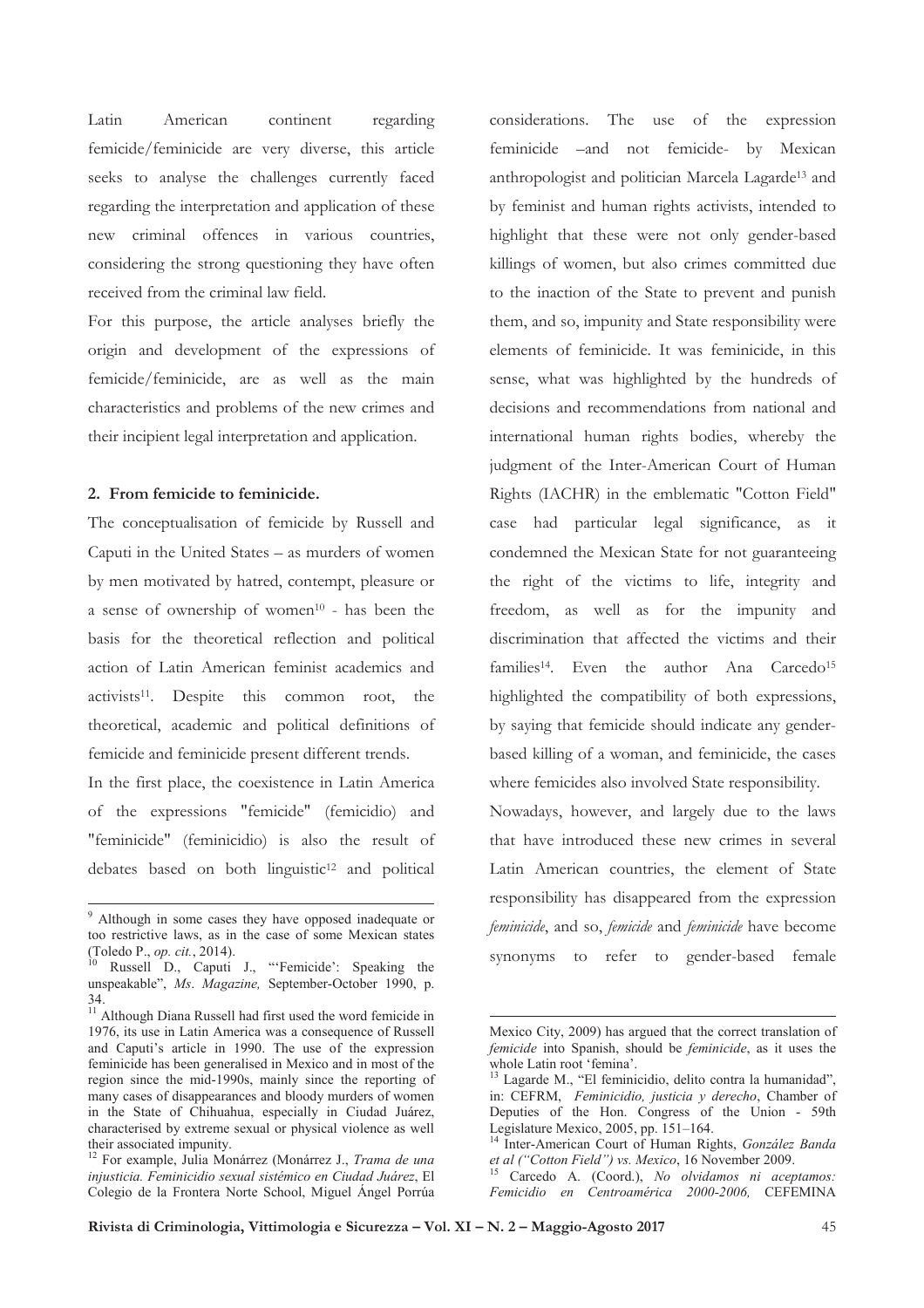Latin American continent regarding femicide/feminicide are very diverse, this article seeks to analyse the challenges currently faced regarding the interpretation and application of these new criminal offences in various countries, considering the strong questioning they have often received from the criminal law field.

For this purpose, the article analyses briefly the origin and development of the expressions of femicide/feminicide, are as well as the main characteristics and problems of the new crimes and their incipient legal interpretation and application.

## 2. From femicide to feminicide.

The conceptualisation of femicide by Russell and Caputi in the United States – as murders of women by men motivated by hatred, contempt, pleasure or a sense of ownership of women[10] - has been the basis for the theoretical reflection and political action of Latin American feminist academics and activists[11]. Despite this common root, the theoretical, academic and political definitions of femicide and feminicide present different trends.

In the first place, the coexistence in Latin America of the expressions "femicide" (femicidio) and "feminicide" (feminicidio) is also the result of debates based on both linguistic[12] and political considerations. The use of the expression feminicide –and not femicide- by Mexican anthropologist and politician Marcela Lagarde[13] and by feminist and human rights activists, intended to highlight that these were not only gender-based killings of women, but also crimes committed due to the inaction of the State to prevent and punish them, and so, impunity and State responsibility were elements of feminicide. It was feminicide, in this sense, what was highlighted by the hundreds of decisions and recommendations from national and international human rights bodies, whereby the judgment of the Inter-American Court of Human Rights (IACHR) in the emblematic "Cotton Field" case had particular legal significance, as it condemned the Mexican State for not guaranteeing the right of the victims to life, integrity and freedom, as well as for the impunity and discrimination that affected the victims and their families[14]. Even the author Ana Carcedo[15] highlighted the compatibility of both expressions, by saying that femicide should indicate any gender-based killing of a woman, and feminicide, the cases where femicides also involved State responsibility.

Nowadays, however, and largely due to the laws that have introduced these new crimes in several Latin American countries, the element of State responsibility has disappeared from the expression *feminicide*, and so, *femicide* and *feminicide* have become synonyms to refer to gender-based female

---

[9] Although in some cases they have opposed inadequate or too restrictive laws, as in the case of some Mexican states (Toledo P., *op. cit.*, 2014).

[10] Russell D., Caputi J., "'Femicide': Speaking the unspeakable", *Ms. Magazine,* September-October 1990, p. 34.

[11] Although Diana Russell had first used the word femicide in 1976, its use in Latin America was a consequence of Russell and Caputi's article in 1990. The use of the expression feminicide has been generalised in Mexico and in most of the region since the mid-1990s, mainly since the reporting of many cases of disappearances and bloody murders of women in the State of Chihuahua, especially in Ciudad Juárez, characterised by extreme sexual or physical violence as well their associated impunity.

[12] For example, Julia Monárrez (Monárrez J., *Trama de una injusticia. Feminicidio sexual sistémico en Ciudad Juárez*, El Colegio de la Frontera Norte School, Miguel Ángel Porrúa Mexico City, 2009) has argued that the correct translation of *femicide* into Spanish, should be *feminicide*, as it uses the whole Latin root 'femina'.

[13] Lagarde M., "El feminicidio, delito contra la humanidad", in: CEFRM, *Feminicidio, justicia y derecho*, Chamber of Deputies of the Hon. Congress of the Union - 59th Legislature Mexico, 2005, pp. 151–164.

[14] Inter-American Court of Human Rights, *González Banda et al ("Cotton Field") vs. Mexico*, 16 November 2009.

[15] Carcedo A. (Coord.), *No olvidamos ni aceptamos: Femicidio en Centroamérica 2000-2006,* CEFEMINA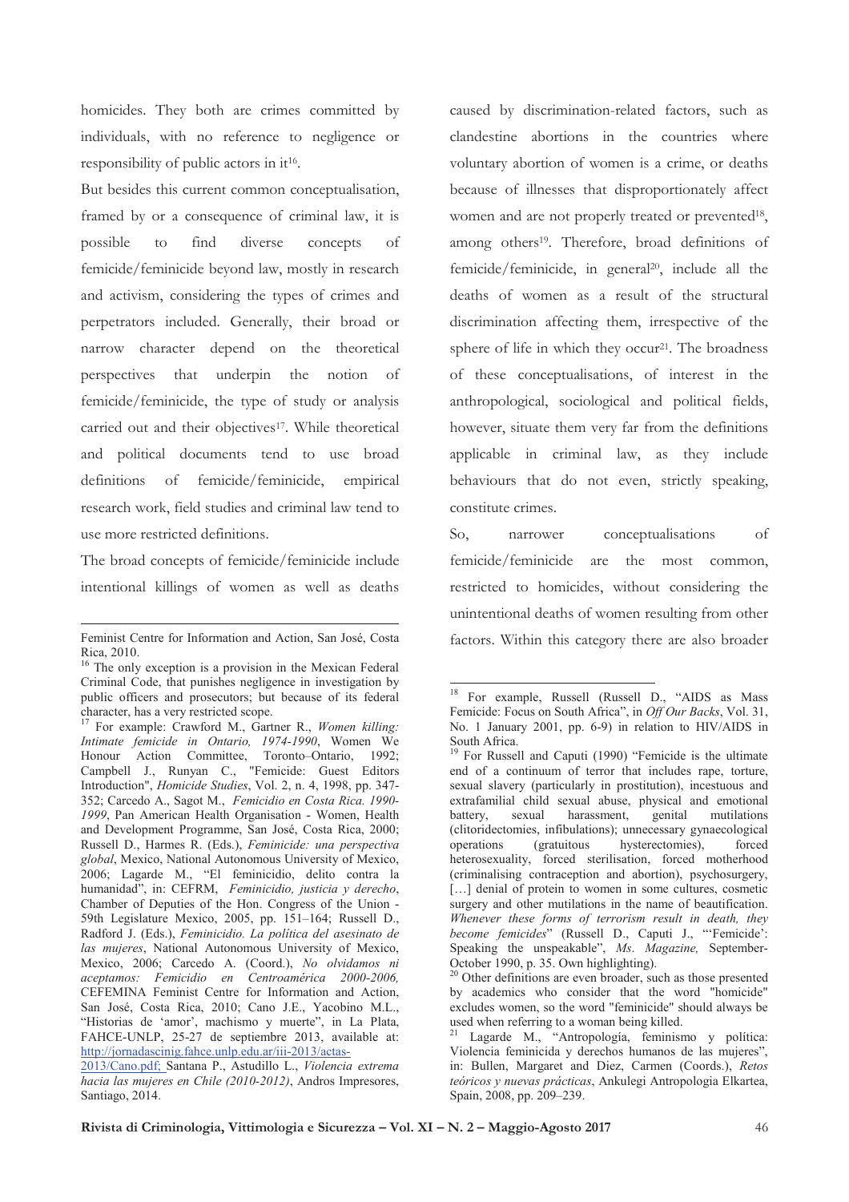homicides. They both are crimes committed by individuals, with no reference to negligence or responsibility of public actors in it[16].

But besides this current common conceptualisation, framed by or a consequence of criminal law, it is possible to find diverse concepts of femicide/feminicide beyond law, mostly in research and activism, considering the types of crimes and perpetrators included. Generally, their broad or narrow character depend on the theoretical perspectives that underpin the notion of femicide/feminicide, the type of study or analysis carried out and their objectives[17]. While theoretical and political documents tend to use broad definitions of femicide/feminicide, empirical research work, field studies and criminal law tend to use more restricted definitions.

The broad concepts of femicide/feminicide include intentional killings of women as well as deaths caused by discrimination-related factors, such as clandestine abortions in the countries where voluntary abortion of women is a crime, or deaths because of illnesses that disproportionately affect women and are not properly treated or prevented[18], among others[19]. Therefore, broad definitions of femicide/feminicide, in general[20], include all the deaths of women as a result of the structural discrimination affecting them, irrespective of the sphere of life in which they occur[21]. The broadness of these conceptualisations, of interest in the anthropological, sociological and political fields, however, situate them very far from the definitions applicable in criminal law, as they include behaviours that do not even, strictly speaking, constitute crimes.

So, narrower conceptualisations of femicide/feminicide are the most common, restricted to homicides, without considering the unintentional deaths of women resulting from other factors. Within this category there are also broader

---

Feminist Centre for Information and Action, San José, Costa Rica, 2010.

[16] The only exception is a provision in the Mexican Federal Criminal Code, that punishes negligence in investigation by public officers and prosecutors; but because of its federal character, has a very restricted scope.

[17] For example: Crawford M., Gartner R., *Women killing: Intimate femicide in Ontario, 1974-1990*, Women We Honour Action Committee, Toronto–Ontario, 1992; Campbell J., Runyan C., "Femicide: Guest Editors Introduction", *Homicide Studies*, Vol. 2, n. 4, 1998, pp. 347-352; Carcedo A., Sagot M., *Femicidio en Costa Rica. 1990-1999*, Pan American Health Organisation - Women, Health and Development Programme, San José, Costa Rica, 2000; Russell D., Harmes R. (Eds.), *Feminicide: una perspectiva global*, Mexico, National Autonomous University of Mexico, 2006; Lagarde M., "El feminicidio, delito contra la humanidad", in: CEFRM, *Feminicidio, justicia y derecho*, Chamber of Deputies of the Hon. Congress of the Union - 59th Legislature Mexico, 2005, pp. 151–164; Russell D., Radford J. (Eds.), *Feminicidio. La política del asesinato de las mujeres*, National Autonomous University of Mexico, Mexico, 2006; Carcedo A. (Coord.), *No olvidamos ni aceptamos: Femicidio en Centroamérica 2000-2006,* CEFEMINA Feminist Centre for Information and Action, San José, Costa Rica, 2010; Cano J.E., Yacobino M.L., "Historias de 'amor', machismo y muerte", in La Plata, FAHCE-UNLP, 25-27 de septiembre 2013, available at: http://jornadascinig.fahce.unlp.edu.ar/iii-2013/actas-2013/Cano.pdf; Santana P., Astudillo L., *Violencia extrema hacia las mujeres en Chile (2010-2012)*, Andros Impresores, Santiago, 2014.

[18] For example, Russell (Russell D., "AIDS as Mass Femicide: Focus on South Africa", in *Off Our Backs*, Vol. 31, No. 1 January 2001, pp. 6-9) in relation to HIV/AIDS in South Africa.

[19] For Russell and Caputi (1990) "Femicide is the ultimate end of a continuum of terror that includes rape, torture, sexual slavery (particularly in prostitution), incestuous and extrafamilial child sexual abuse, physical and emotional battery, sexual harassment, genital mutilations (clitoridectomies, infibulations); unnecessary gynaecological operations (gratuitous hysterectomies), forced heterosexuality, forced sterilisation, forced motherhood (criminalising contraception and abortion), psychosurgery, […] denial of protein to women in some cultures, cosmetic surgery and other mutilations in the name of beautification. *Whenever these forms of terrorism result in death, they become femicides*" (Russell D., Caputi J., "'Femicide': Speaking the unspeakable", *Ms. Magazine,* September-October 1990, p. 35. Own highlighting).

[20] Other definitions are even broader, such as those presented by academics who consider that the word "homicide" excludes women, so the word "feminicide" should always be used when referring to a woman being killed.

[21] Lagarde M., "Antropología, feminismo y política: Violencia feminicida y derechos humanos de las mujeres", in: Bullen, Margaret and Diez, Carmen (Coords.), *Retos teóricos y nuevas prácticas*, Ankulegi Antropologia Elkartea, Spain, 2008, pp. 209–239.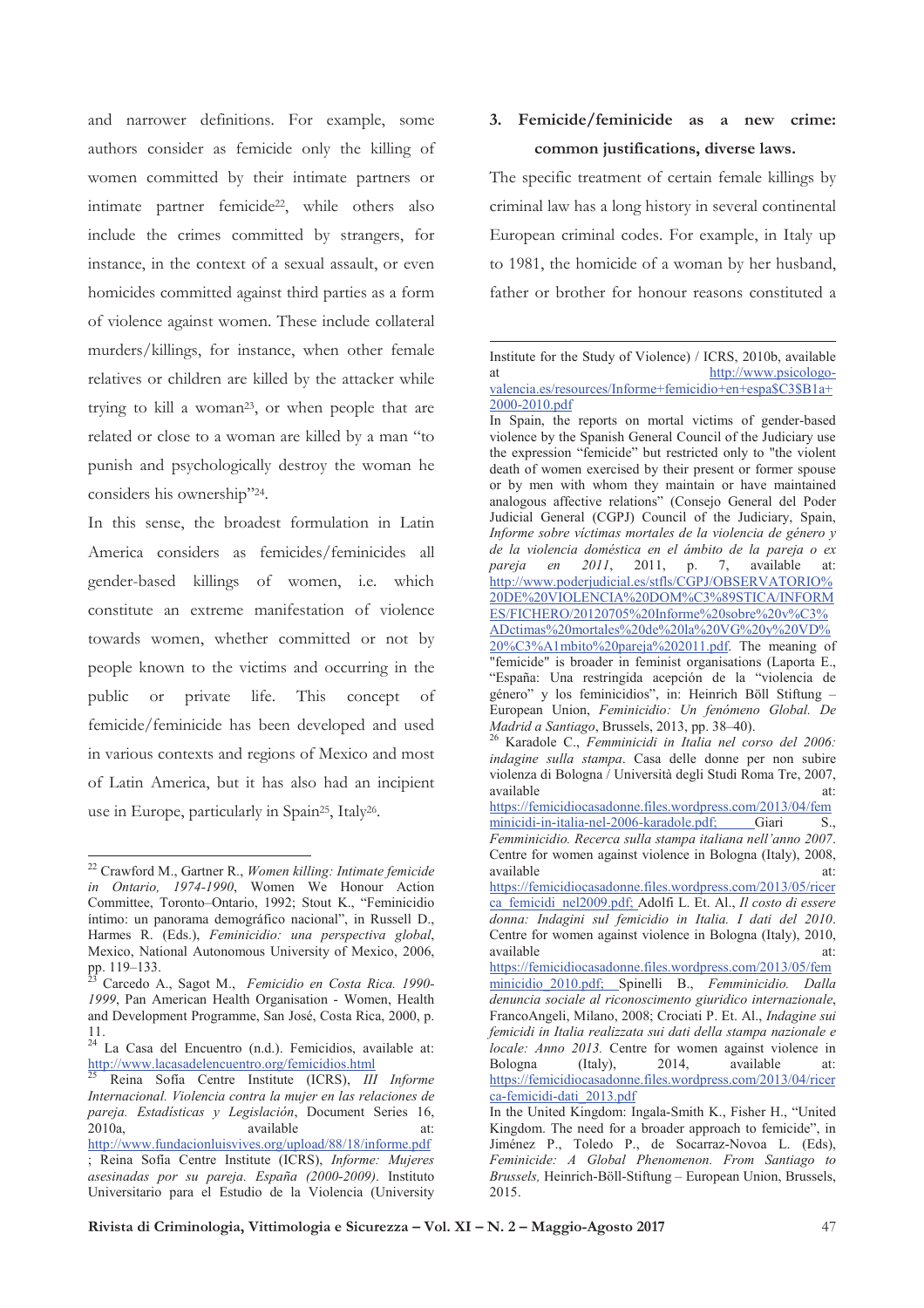and narrower definitions. For example, some authors consider as femicide only the killing of women committed by their intimate partners or intimate partner femicide[22], while others also include the crimes committed by strangers, for instance, in the context of a sexual assault, or even homicides committed against third parties as a form of violence against women. These include collateral murders/killings, for instance, when other female relatives or children are killed by the attacker while trying to kill a woman[23], or when people that are related or close to a woman are killed by a man "to punish and psychologically destroy the woman he considers his ownership"[24].

In this sense, the broadest formulation in Latin America considers as femicides/feminicides all gender-based killings of women, i.e. which constitute an extreme manifestation of violence towards women, whether committed or not by people known to the victims and occurring in the public or private life. This concept of femicide/feminicide has been developed and used in various contexts and regions of Mexico and most of Latin America, but it has also had an incipient use in Europe, particularly in Spain[25], Italy[26].

## 3. Femicide/feminicide as a new crime: common justifications, diverse laws.

The specific treatment of certain female killings by criminal law has a long history in several continental European criminal codes. For example, in Italy up to 1981, the homicide of a woman by her husband, father or brother for honour reasons constituted a

---

[22] Crawford M., Gartner R., *Women killing: Intimate femicide in Ontario, 1974-1990*, Women We Honour Action Committee, Toronto–Ontario, 1992; Stout K., "Feminicidio íntimo: un panorama demográfico nacional", in Russell D., Harmes R. (Eds.), *Feminicidio: una perspectiva global*, Mexico, National Autonomous University of Mexico, 2006, pp. 119–133.

[23] Carcedo A., Sagot M., *Femicidio en Costa Rica. 1990-1999*, Pan American Health Organisation - Women, Health and Development Programme, San José, Costa Rica, 2000, p. 11.

[24] La Casa del Encuentro (n.d.). Femicidios, available at: http://www.lacasadelencuentro.org/femicidios.html

[25] Reina Sofía Centre Institute (ICRS), *III Informe Internacional. Violencia contra la mujer en las relaciones de pareja. Estadísticas y Legislación*, Document Series 16, 2010a, available at: http://www.fundacionluisvives.org/upload/88/18/informe.pdf ; Reina Sofía Centre Institute (ICRS), *Informe: Mujeres asesinadas por su pareja. España (2000-2009)*. Instituto Universitario para el Estudio de la Violencia (University Institute for the Study of Violence) / ICRS, 2010b, available at http://www.psicologo-valencia.es/resources/Informe+femicidio+en+espa$C3$B1a+2000-2010.pdf

In Spain, the reports on mortal victims of gender-based violence by the Spanish General Council of the Judiciary use the expression "femicide" but restricted only to "the violent death of women exercised by their present or former spouse or by men with whom they maintain or have maintained analogous affective relations" (Consejo General del Poder Judicial (CGPJ) Council of the Judiciary, Spain, *Informe sobre víctimas mortales de la violencia de género y de la violencia doméstica en el ámbito de la pareja o ex pareja en 2011*, 2011, p. 7, available at: http://www.poderjudicial.es/stfls/CGPJ/OBSERVATORIO%20DE%20VIOLENCIA%20DOM%C3%89STICA/INFORMES/FICHERO/20120705%20Informe%20sobre%20v%C3%ADctimas%20mortales%20de%20la%20VG%20y%20VD%20%C3%A1mbito%20pareja%202011.pdf. The meaning of "femicide" is broader in feminist organisations (Laporta E., "España: Una restringida acepción de la "violencia de género" y los feminicidios", in: Heinrich Böll Stiftung – European Union, *Feminicidio: Un fenómeno Global. De Madrid a Santiago*, Brussels, 2013, pp. 38–40).

[26] Karadole C., *Femminicidi in Italia nel corso del 2006: indagine sulla stampa*. Casa delle donne per non subire violenza di Bologna / Università degli Studi Roma Tre, 2007, available at: https://femicidiocasadonne.files.wordpress.com/2013/04/femminicidi-in-italia-nel-2006-karadole.pdf; Giari S., *Femminicidio. Recerca sulla stampa italiana nell'anno 2007*. Centre for women against violence in Bologna (Italy), 2008, available at: https://femicidiocasadonne.files.wordpress.com/2013/05/ricerca_femicidi_nel2009.pdf; Adolfi L. Et. Al., *Il costo di essere donna: Indagini sul femicidio in Italia. I dati del 2010*. Centre for women against violence in Bologna (Italy), 2010, available at: https://femicidiocasadonne.files.wordpress.com/2013/05/femminicidio_2010.pdf; Spinelli B., *Femminicidio. Dalla denuncia sociale al riconoscimento giuridico internazionale*, FrancoAngeli, Milano, 2008; Crociati P. Et. Al., *Indagine sui femicidi in Italia realizzata sui dati della stampa nazionale e locale: Anno 2013*. Centre for women against violence in Bologna (Italy), 2014, available at: https://femicidiocasadonne.files.wordpress.com/2013/04/ricerca-femicidi-dati_2013.pdf

In the United Kingdom: Ingala-Smith K., Fisher H., "United Kingdom. The need for a broader approach to femicide", in Jiménez P., Toledo P., de Socarraz-Novoa L. (Eds), *Feminicide: A Global Phenomenon. From Santiago to Brussels*, Heinrich-Böll-Stiftung – European Union, Brussels, 2015.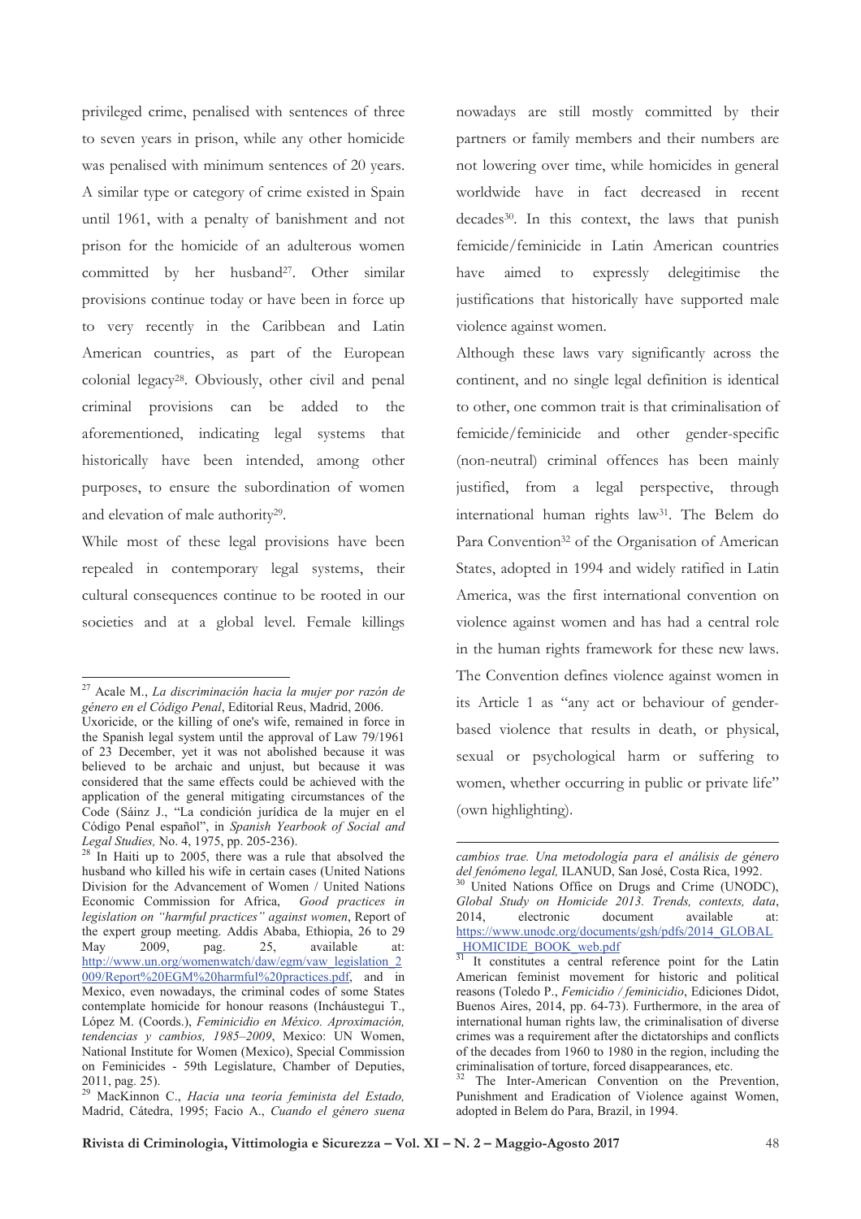privileged crime, penalised with sentences of three to seven years in prison, while any other homicide was penalised with minimum sentences of 20 years. A similar type or category of crime existed in Spain until 1961, with a penalty of banishment and not prison for the homicide of an adulterous women committed by her husband[27]. Other similar provisions continue today or have been in force up to very recently in the Caribbean and Latin American countries, as part of the European colonial legacy[28]. Obviously, other civil and penal criminal provisions can be added to the aforementioned, indicating legal systems that historically have been intended, among other purposes, to ensure the subordination of women and elevation of male authority[29].

While most of these legal provisions have been repealed in contemporary legal systems, their cultural consequences continue to be rooted in our societies and at a global level. Female killings nowadays are still mostly committed by their partners or family members and their numbers are not lowering over time, while homicides in general worldwide have in fact decreased in recent decades[30]. In this context, the laws that punish femicide/feminicide in Latin American countries have aimed to expressly delegitimise the justifications that historically have supported male violence against women.

Although these laws vary significantly across the continent, and no single legal definition is identical to other, one common trait is that criminalisation of femicide/feminicide and other gender-specific (non-neutral) criminal offences has been mainly justified, from a legal perspective, through international human rights law[31]. The Belem do Para Convention[32] of the Organisation of American States, adopted in 1994 and widely ratified in Latin America, was the first international convention on violence against women and has had a central role in the human rights framework for these new laws. The Convention defines violence against women in its Article 1 as "any act or behaviour of gender-based violence that results in death, or physical, sexual or psychological harm or suffering to women, whether occurring in public or private life" (own highlighting).

---

[27] Acale M., *La discriminación hacia la mujer por razón de género en el Código Penal*, Editorial Reus, Madrid, 2006.
Uxoricide, or the killing of one's wife, remained in force in the Spanish legal system until the approval of Law 79/1961 of 23 December, yet it was not abolished because it was believed to be archaic and unjust, but because it was considered that the same effects could be achieved with the application of the general mitigating circumstances of the Code (Sáinz J., "La condición jurídica de la mujer en el Código Penal español", in *Spanish Yearbook of Social and Legal Studies,* No. 4, 1975, pp. 205-236).

[28] In Haiti up to 2005, there was a rule that absolved the husband who killed his wife in certain cases (United Nations Division for the Advancement of Women / United Nations Economic Commission for Africa, *Good practices in legislation on "harmful practices" against women*, Report of the expert group meeting. Addis Ababa, Ethiopia, 26 to 29 May 2009, pag. 25, available at: http://www.un.org/womenwatch/daw/egm/vaw_legislation_2009/Report%20EGM%20harmful%20practices.pdf, and in Mexico, even nowadays, the criminal codes of some States contemplate homicide for honour reasons (Incháustegui T., López M. (Coords.), *Feminicidio en México. Aproximación, tendencias y cambios, 1985–2009*, Mexico: UN Women, National Institute for Women (Mexico), Special Commission on Feminicides - 59th Legislature, Chamber of Deputies, 2011, pag. 25).

[29] MacKinnon C., *Hacia una teoría feminista del Estado,* Madrid, Cátedra, 1995; Facio A., *Cuando el género suena cambios trae. Una metodología para el análisis de género del fenómeno legal,* ILANUD, San José, Costa Rica, 1992.

[30] United Nations Office on Drugs and Crime (UNODC), *Global Study on Homicide 2013. Trends, contexts, data*, 2014, electronic document available at: https://www.unodc.org/documents/gsh/pdfs/2014_GLOBAL_HOMICIDE_BOOK_web.pdf

[31] It constitutes a central reference point for the Latin American feminist movement for historic and political reasons (Toledo P., *Femicidio / feminicidio*, Ediciones Didot, Buenos Aires, 2014, pp. 64-73). Furthermore, in the area of international human rights law, the criminalisation of diverse crimes was a requirement after the dictatorships and conflicts of the decades from 1960 to 1980 in the region, including the criminalisation of torture, forced disappearances, etc.

[32] The Inter-American Convention on the Prevention, Punishment and Eradication of Violence against Women, adopted in Belem do Para, Brazil, in 1994.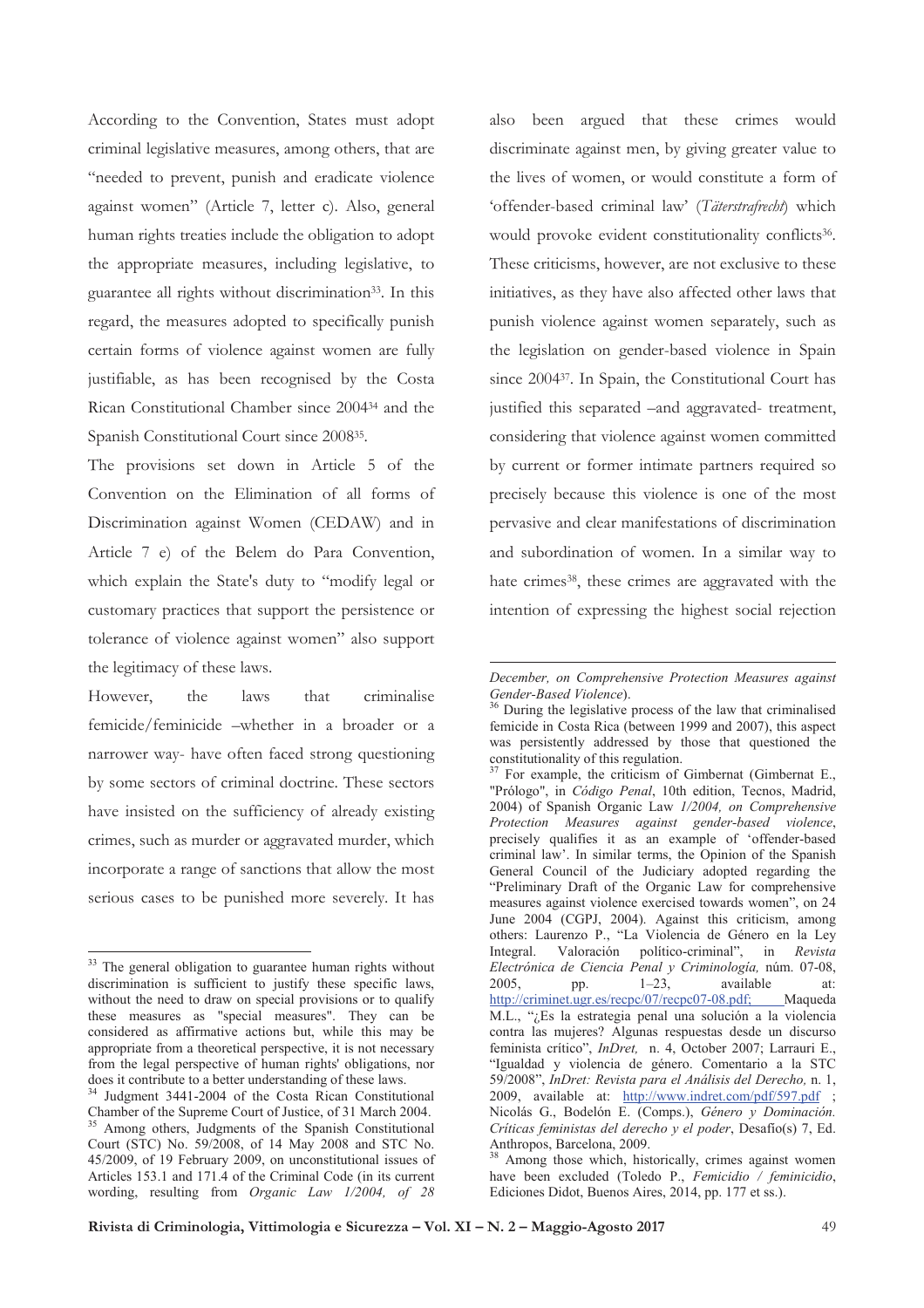According to the Convention, States must adopt criminal legislative measures, among others, that are "needed to prevent, punish and eradicate violence against women" (Article 7, letter c). Also, general human rights treaties include the obligation to adopt the appropriate measures, including legislative, to guarantee all rights without discrimination[33]. In this regard, the measures adopted to specifically punish certain forms of violence against women are fully justifiable, as has been recognised by the Costa Rican Constitutional Chamber since 2004[34] and the Spanish Constitutional Court since 2008[35].

The provisions set down in Article 5 of the Convention on the Elimination of all forms of Discrimination against Women (CEDAW) and in Article 7 e) of the Belem do Para Convention, which explain the State's duty to "modify legal or customary practices that support the persistence or tolerance of violence against women" also support the legitimacy of these laws.

However, the laws that criminalise femicide/feminicide –whether in a broader or a narrower way- have often faced strong questioning by some sectors of criminal doctrine. These sectors have insisted on the sufficiency of already existing crimes, such as murder or aggravated murder, which incorporate a range of sanctions that allow the most serious cases to be punished more severely. It has also been argued that these crimes would discriminate against men, by giving greater value to the lives of women, or would constitute a form of 'offender-based criminal law' (*Täterstrafrecht*) which would provoke evident constitutionality conflicts[36]. These criticisms, however, are not exclusive to these initiatives, as they have also affected other laws that punish violence against women separately, such as the legislation on gender-based violence in Spain since 2004[37]. In Spain, the Constitutional Court has justified this separated –and aggravated- treatment, considering that violence against women committed by current or former intimate partners required so precisely because this violence is one of the most pervasive and clear manifestations of discrimination and subordination of women. In a similar way to hate crimes[38], these crimes are aggravated with the intention of expressing the highest social rejection

---

[33] The general obligation to guarantee human rights without discrimination is sufficient to justify these specific laws, without the need to draw on special provisions or to qualify these measures as "special measures". They can be considered as affirmative actions but, while this may be appropriate from a theoretical perspective, it is not necessary from the legal perspective of human rights' obligations, nor does it contribute to a better understanding of these laws.

[34] Judgment 3441-2004 of the Costa Rican Constitutional Chamber of the Supreme Court of Justice, of 31 March 2004.

[35] Among others, Judgments of the Spanish Constitutional Court (STC) No. 59/2008, of 14 May 2008 and STC No. 45/2009, of 19 February 2009, on unconstitutional issues of Articles 153.1 and 171.4 of the Criminal Code (in its current wording, resulting from *Organic Law 1/2004, of 28 December, on Comprehensive Protection Measures against Gender-Based Violence*).

[36] During the legislative process of the law that criminalised femicide in Costa Rica (between 1999 and 2007), this aspect was persistently addressed by those that questioned the constitutionality of this regulation.

[37] For example, the criticism of Gimbernat (Gimbernat E., "Prólogo", in *Código Penal*, 10th edition, Tecnos, Madrid, 2004) of Spanish Organic Law *1/2004, on Comprehensive Protection Measures against gender-based violence*, precisely qualifies it as an example of 'offender-based criminal law'. In similar terms, the Opinion of the Spanish General Council of the Judiciary adopted regarding the "Preliminary Draft of the Organic Law for comprehensive measures against violence exercised towards women", on 24 June 2004 (CGPJ, 2004). Against this criticism, among others: Laurenzo P., "La Violencia de Género en la Ley Integral. Valoración político-criminal", in *Revista Electrónica de Ciencia Penal y Criminología,* núm. 07-08, 2005, pp. 1–23, available at: http://criminet.ugr.es/recpc/07/recpc07-08.pdf; Maqueda M.L., "¿Es la estrategia penal una solución a la violencia contra las mujeres? Algunas respuestas desde un discurso feminista crítico", *InDret,* n. 4, October 2007; Larrauri E., "Igualdad y violencia de género. Comentario a la STC 59/2008", *InDret: Revista para el Análisis del Derecho,* n. 1, 2009, available at: http://www.indret.com/pdf/597.pdf ; Nicolás G., Bodelón E. (Comps.), *Género y Dominación. Críticas feministas del derecho y el poder*, Desafío(s) 7, Ed. Anthropos, Barcelona, 2009.

[38] Among those which, historically, crimes against women have been excluded (Toledo P., *Femicidio / feminicidio*, Ediciones Didot, Buenos Aires, 2014, pp. 177 et ss.).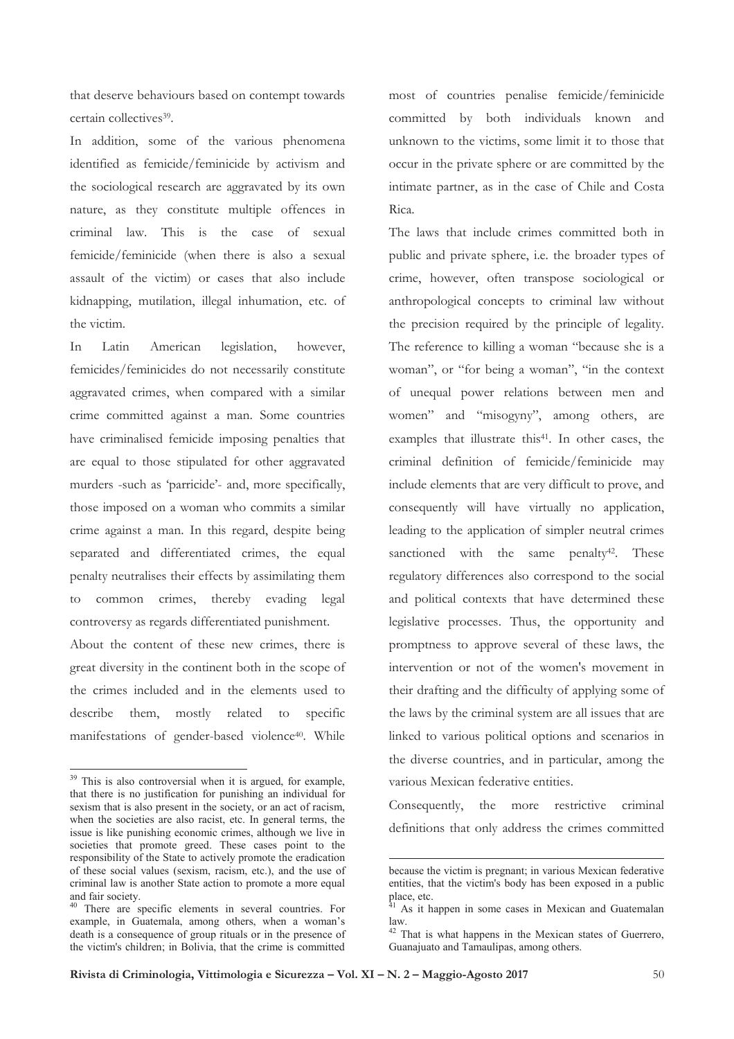that deserve behaviours based on contempt towards certain collectives[39].

In addition, some of the various phenomena identified as femicide/feminicide by activism and the sociological research are aggravated by its own nature, as they constitute multiple offences in criminal law. This is the case of sexual femicide/feminicide (when there is also a sexual assault of the victim) or cases that also include kidnapping, mutilation, illegal inhumation, etc. of the victim.

In Latin American legislation, however, femicides/feminicides do not necessarily constitute aggravated crimes, when compared with a similar crime committed against a man. Some countries have criminalised femicide imposing penalties that are equal to those stipulated for other aggravated murders -such as 'parricide'- and, more specifically, those imposed on a woman who commits a similar crime against a man. In this regard, despite being separated and differentiated crimes, the equal penalty neutralises their effects by assimilating them to common crimes, thereby evading legal controversy as regards differentiated punishment.

About the content of these new crimes, there is great diversity in the continent both in the scope of the crimes included and in the elements used to describe them, mostly related to specific manifestations of gender-based violence[40]. While most of countries penalise femicide/feminicide committed by both individuals known and unknown to the victims, some limit it to those that occur in the private sphere or are committed by the intimate partner, as in the case of Chile and Costa Rica.

The laws that include crimes committed both in public and private sphere, i.e. the broader types of crime, however, often transpose sociological or anthropological concepts to criminal law without the precision required by the principle of legality. The reference to killing a woman "because she is a woman", or "for being a woman", "in the context of unequal power relations between men and women" and "misogyny", among others, are examples that illustrate this[41]. In other cases, the criminal definition of femicide/feminicide may include elements that are very difficult to prove, and consequently will have virtually no application, leading to the application of simpler neutral crimes sanctioned with the same penalty[42]. These regulatory differences also correspond to the social and political contexts that have determined these legislative processes. Thus, the opportunity and promptness to approve several of these laws, the intervention or not of the women's movement in their drafting and the difficulty of applying some of the laws by the criminal system are all issues that are linked to various political options and scenarios in the diverse countries, and in particular, among the various Mexican federative entities.

Consequently, the more restrictive criminal definitions that only address the crimes committed

---

[39] This is also controversial when it is argued, for example, that there is no justification for punishing an individual for sexism that is also present in the society, or an act of racism, when the societies are also racist, etc. In general terms, the issue is like punishing economic crimes, although we live in societies that promote greed. These cases point to the responsibility of the State to actively promote the eradication of these social values (sexism, racism, etc.), and the use of criminal law is another State action to promote a more equal and fair society.

[40] There are specific elements in several countries. For example, in Guatemala, among others, when a woman's death is a consequence of group rituals or in the presence of the victim's children; in Bolivia, that the crime is committed because the victim is pregnant; in various Mexican federative entities, that the victim's body has been exposed in a public place, etc.

[41] As it happen in some cases in Mexican and Guatemalan law.

[42] That is what happens in the Mexican states of Guerrero, Guanajuato and Tamaulipas, among others.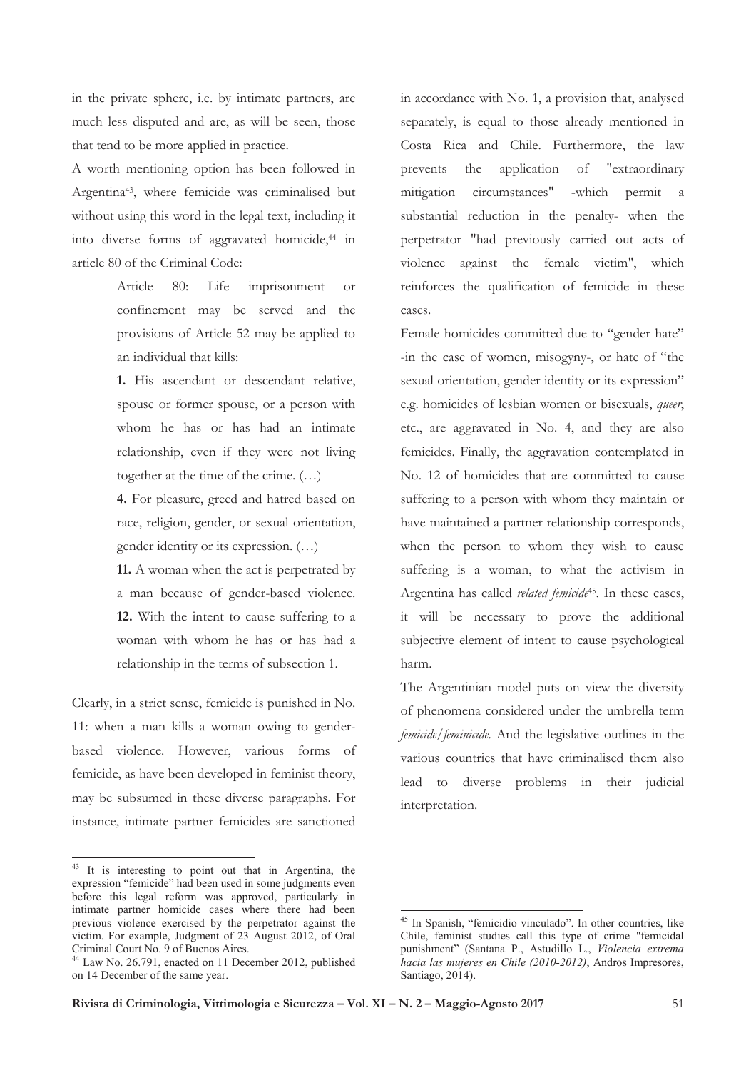in the private sphere, i.e. by intimate partners, are much less disputed and are, as will be seen, those that tend to be more applied in practice.

A worth mentioning option has been followed in Argentina[43], where femicide was criminalised but without using this word in the legal text, including it into diverse forms of aggravated homicide,[44] in article 80 of the Criminal Code:

> Article 80: Life imprisonment or confinement may be served and the provisions of Article 52 may be applied to an individual that kills:
>
> **1.** His ascendant or descendant relative, spouse or former spouse, or a person with whom he has or has had an intimate relationship, even if they were not living together at the time of the crime. (…)
>
> **4.** For pleasure, greed and hatred based on race, religion, gender, or sexual orientation, gender identity or its expression. (…)
>
> **11.** A woman when the act is perpetrated by a man because of gender-based violence.
>
> **12.** With the intent to cause suffering to a woman with whom he has or has had a relationship in the terms of subsection 1.

Clearly, in a strict sense, femicide is punished in No. 11: when a man kills a woman owing to gender-based violence. However, various forms of femicide, as have been developed in feminist theory, may be subsumed in these diverse paragraphs. For instance, intimate partner femicides are sanctioned in accordance with No. 1, a provision that, analysed separately, is equal to those already mentioned in Costa Rica and Chile. Furthermore, the law prevents the application of "extraordinary mitigation circumstances" -which permit a substantial reduction in the penalty- when the perpetrator "had previously carried out acts of violence against the female victim", which reinforces the qualification of femicide in these cases.

Female homicides committed due to "gender hate" -in the case of women, misogyny-, or hate of "the sexual orientation, gender identity or its expression" e.g. homicides of lesbian women or bisexuals, *queer*, etc., are aggravated in No. 4, and they are also femicides. Finally, the aggravation contemplated in No. 12 of homicides that are committed to cause suffering to a person with whom they maintain or have maintained a partner relationship corresponds, when the person to whom they wish to cause suffering is a woman, to what the activism in Argentina has called *related femicide*[45]. In these cases, it will be necessary to prove the additional subjective element of intent to cause psychological harm.

The Argentinian model puts on view the diversity of phenomena considered under the umbrella term *femicide/feminicide*. And the legislative outlines in the various countries that have criminalised them also lead to diverse problems in their judicial interpretation.

---

[43] It is interesting to point out that in Argentina, the expression "femicide" had been used in some judgments even before this legal reform was approved, particularly in intimate partner homicide cases where there had been previous violence exercised by the perpetrator against the victim. For example, Judgment of 23 August 2012, of Oral Criminal Court No. 9 of Buenos Aires.

[44] Law No. 26.791, enacted on 11 December 2012, published on 14 December of the same year.

[45] In Spanish, "femicidio vinculado". In other countries, like Chile, feminist studies call this type of crime "femicidal punishment" (Santana P., Astudillo L., *Violencia extrema hacia las mujeres en Chile (2010-2012)*, Andros Impresores, Santiago, 2014).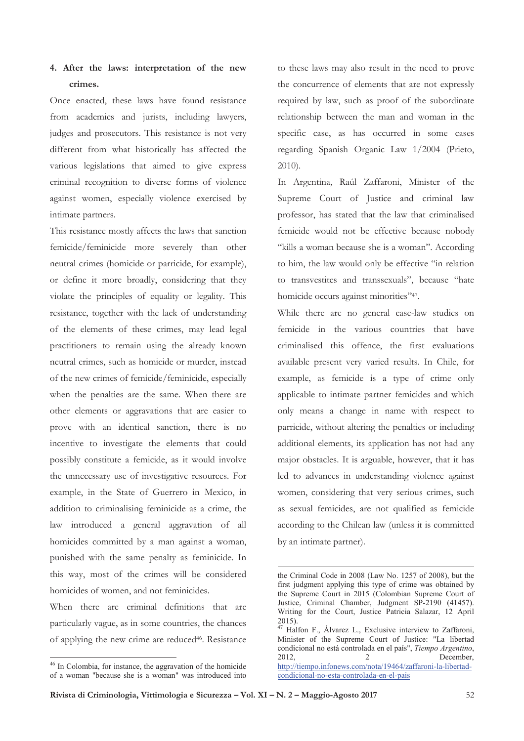## 4. After the laws: interpretation of the new crimes.

Once enacted, these laws have found resistance from academics and jurists, including lawyers, judges and prosecutors. This resistance is not very different from what historically has affected the various legislations that aimed to give express criminal recognition to diverse forms of violence against women, especially violence exercised by intimate partners.

This resistance mostly affects the laws that sanction femicide/feminicide more severely than other neutral crimes (homicide or parricide, for example), or define it more broadly, considering that they violate the principles of equality or legality. This resistance, together with the lack of understanding of the elements of these crimes, may lead legal practitioners to remain using the already known neutral crimes, such as homicide or murder, instead of the new crimes of femicide/feminicide, especially when the penalties are the same. When there are other elements or aggravations that are easier to prove with an identical sanction, there is no incentive to investigate the elements that could possibly constitute a femicide, as it would involve the unnecessary use of investigative resources. For example, in the State of Guerrero in Mexico, in addition to criminalising feminicide as a crime, the law introduced a general aggravation of all homicides committed by a man against a woman, punished with the same penalty as feminicide. In this way, most of the crimes will be considered homicides of women, and not feminicides.

When there are criminal definitions that are particularly vague, as in some countries, the chances of applying the new crime are reduced[46]. Resistance to these laws may also result in the need to prove the concurrence of elements that are not expressly required by law, such as proof of the subordinate relationship between the man and woman in the specific case, as has occurred in some cases regarding Spanish Organic Law 1/2004 (Prieto, 2010).

In Argentina, Raúl Zaffaroni, Minister of the Supreme Court of Justice and criminal law professor, has stated that the law that criminalised femicide would not be effective because nobody "kills a woman because she is a woman". According to him, the law would only be effective "in relation to transvestites and transsexuals", because "hate homicide occurs against minorities"[47].

While there are no general case-law studies on femicide in the various countries that have criminalised this offence, the first evaluations available present very varied results. In Chile, for example, as femicide is a type of crime only applicable to intimate partner femicides and which only means a change in name with respect to parricide, without altering the penalties or including additional elements, its application has not had any major obstacles. It is arguable, however, that it has led to advances in understanding violence against women, considering that very serious crimes, such as sexual femicides, are not qualified as femicide according to the Chilean law (unless it is committed by an intimate partner).

---

[46] In Colombia, for instance, the aggravation of the homicide of a woman "because she is a woman" was introduced into the Criminal Code in 2008 (Law No. 1257 of 2008), but the first judgment applying this type of crime was obtained by the Supreme Court in 2015 (Colombian Supreme Court of Justice, Criminal Chamber, Judgment SP-2190 (41457). Writing for the Court, Justice Patricia Salazar, 12 April 2015).

[47] Halfon F., Álvarez L., Exclusive interview to Zaffaroni, Minister of the Supreme Court of Justice: "La libertad condicional no está controlada en el país", *Tiempo Argentino*, 2012, 2 December, http://tiempo.infonews.com/nota/19464/zaffaroni-la-libertad-condicional-no-esta-controlada-en-el-pais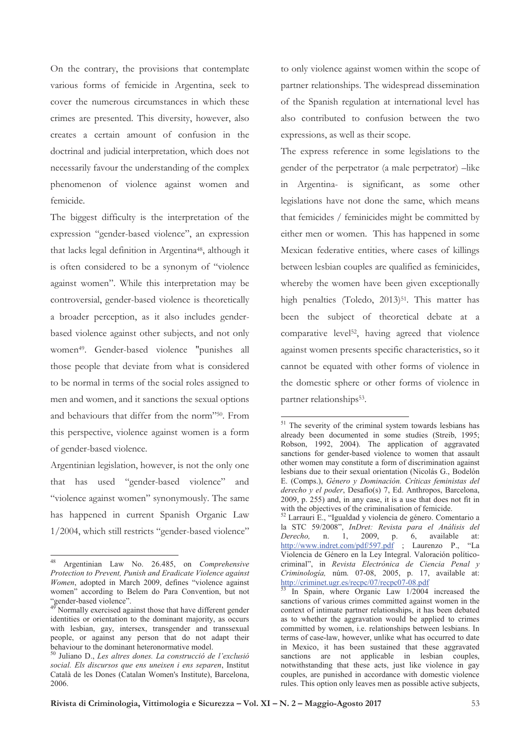On the contrary, the provisions that contemplate various forms of femicide in Argentina, seek to cover the numerous circumstances in which these crimes are presented. This diversity, however, also creates a certain amount of confusion in the doctrinal and judicial interpretation, which does not necessarily favour the understanding of the complex phenomenon of violence against women and femicide.

The biggest difficulty is the interpretation of the expression "gender-based violence", an expression that lacks legal definition in Argentina[48], although it is often considered to be a synonym of "violence against women". While this interpretation may be controversial, gender-based violence is theoretically a broader perception, as it also includes gender-based violence against other subjects, and not only women[49]. Gender-based violence "punishes all those people that deviate from what is considered to be normal in terms of the social roles assigned to men and women, and it sanctions the sexual options and behaviours that differ from the norm"[50]. From this perspective, violence against women is a form of gender-based violence.

Argentinian legislation, however, is not the only one that has used "gender-based violence" and "violence against women" synonymously. The same has happened in current Spanish Organic Law 1/2004, which still restricts "gender-based violence" to only violence against women within the scope of partner relationships. The widespread dissemination of the Spanish regulation at international level has also contributed to confusion between the two expressions, as well as their scope.

The express reference in some legislations to the gender of the perpetrator (a male perpetrator) –like in Argentina- is significant, as some other legislations have not done the same, which means that femicides / feminicides might be committed by either men or women. This has happened in some Mexican federative entities, where cases of killings between lesbian couples are qualified as feminicides, whereby the women have been given exceptionally high penalties (Toledo, 2013)[51]. This matter has been the subject of theoretical debate at a comparative level[52], having agreed that violence against women presents specific characteristics, so it cannot be equated with other forms of violence in the domestic sphere or other forms of violence in partner relationships[53].

---

[48] Argentinian Law No. 26.485, on *Comprehensive Protection to Prevent, Punish and Eradicate Violence against Women*, adopted in March 2009, defines "violence against women" according to Belem do Para Convention, but not "gender-based violence".

[49] Normally exercised against those that have different gender identities or orientation to the dominant majority, as occurs with lesbian, gay, intersex, transgender and transsexual people, or against any person that do not adapt their behaviour to the dominant heteronormative model.

[50] Juliano D., *Les altres dones. La construcció de l'exclusió social. Els discursos que ens uneixen i ens separen*, Institut Català de les Dones (Catalan Women's Institute), Barcelona, 2006.

[51] The severity of the criminal system towards lesbians has already been documented in some studies (Streib, 1995; Robson, 1992, 2004). The application of aggravated sanctions for gender-based violence to women that assault other women may constitute a form of discrimination against lesbians due to their sexual orientation (Nicolás G., Bodelón E. (Comps.), *Género y Dominación. Críticas feministas del derecho y el poder*, Desafío(s) 7, Ed. Anthropos, Barcelona, 2009, p. 255) and, in any case, it is a use that does not fit in with the objectives of the criminalisation of femicide.

[52] Larrauri E., "Igualdad y violencia de género. Comentario a la STC 59/2008", *InDret: Revista para el Análisis del Derecho,* n. 1, 2009, p. 6, available at: http://www.indret.com/pdf/597.pdf ; Laurenzo P., "La Violencia de Género en la Ley Integral. Valoración político-criminal", in *Revista Electrónica de Ciencia Penal y Criminología,* núm. 07-08, 2005, p. 17, available at: http://criminet.ugr.es/recpc/07/recpc07-08.pdf

[53] In Spain, where Organic Law 1/2004 increased the sanctions of various crimes committed against women in the context of intimate partner relationships, it has been debated as to whether the aggravation would be applied to crimes committed by women, i.e. relationships between lesbians. In terms of case-law, however, unlike what has occurred to date in Mexico, it has been sustained that these aggravated sanctions are not applicable in lesbian couples, notwithstanding that these acts, just like violence in gay couples, are punished in accordance with domestic violence rules. This option only leaves men as possible active subjects,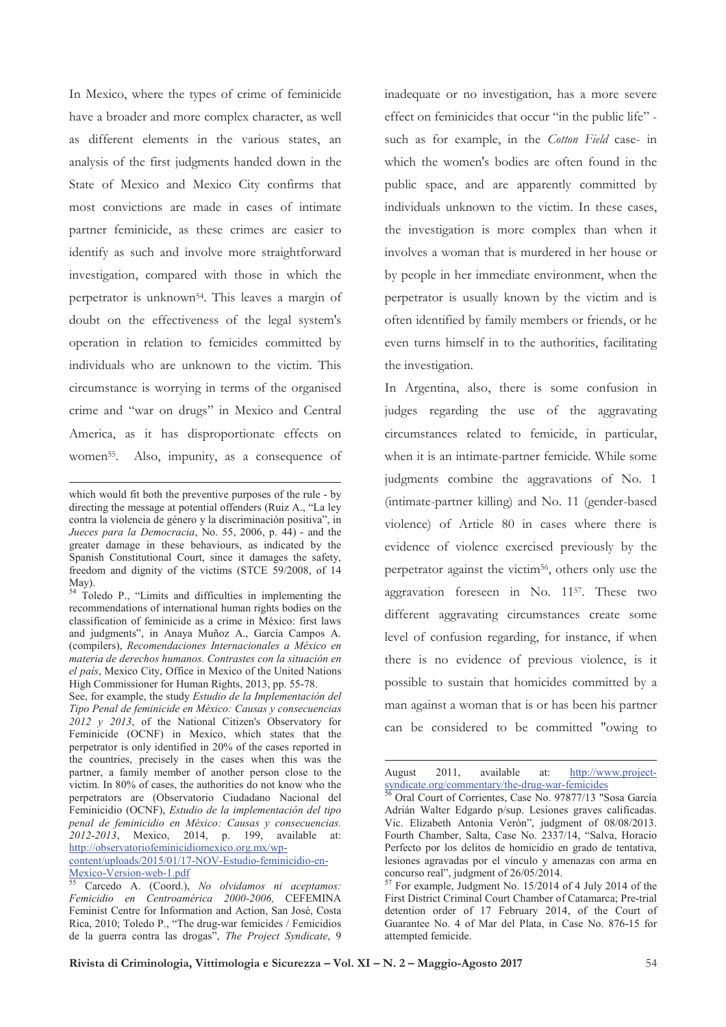In Mexico, where the types of crime of feminicide have a broader and more complex character, as well as different elements in the various states, an analysis of the first judgments handed down in the State of Mexico and Mexico City confirms that most convictions are made in cases of intimate partner feminicide, as these crimes are easier to identify as such and involve more straightforward investigation, compared with those in which the perpetrator is unknown[54]. This leaves a margin of doubt on the effectiveness of the legal system's operation in relation to femicides committed by individuals who are unknown to the victim. This circumstance is worrying in terms of the organised crime and "war on drugs" in Mexico and Central America, as it has disproportionate effects on women[55]. Also, impunity, as a consequence of inadequate or no investigation, has a more severe effect on feminicides that occur "in the public life" - such as for example, in the *Cotton Field* case- in which the women's bodies are often found in the public space, and are apparently committed by individuals unknown to the victim. In these cases, the investigation is more complex than when it involves a woman that is murdered in her house or by people in her immediate environment, when the perpetrator is usually known by the victim and is often identified by family members or friends, or he even turns himself in to the authorities, facilitating the investigation.

In Argentina, also, there is some confusion in judges regarding the use of the aggravating circumstances related to femicide, in particular, when it is an intimate-partner femicide. While some judgments combine the aggravations of No. 1 (intimate-partner killing) and No. 11 (gender-based violence) of Article 80 in cases where there is evidence of violence exercised previously by the perpetrator against the victim[56], others only use the aggravation foreseen in No. 11[57]. These two different aggravating circumstances create some level of confusion regarding, for instance, if when there is no evidence of previous violence, is it possible to sustain that homicides committed by a man against a woman that is or has been his partner can be considered to be committed "owing to

---

which would fit both the preventive purposes of the rule - by directing the message at potential offenders (Ruiz A., "La ley contra la violencia de género y la discriminación positiva", in *Jueces para la Democracia*, No. 55, 2006, p. 44) - and the greater damage in these behaviours, as indicated by the Spanish Constitutional Court, since it damages the safety, freedom and dignity of the victims (STCE 59/2008, of 14 May).

[54] Toledo P., "Limits and difficulties in implementing the recommendations of international human rights bodies on the classification of feminicide as a crime in México: first laws and judgments", in Anaya Muñoz A., García Campos A. (compilers), *Recomendaciones Internacionales a México en materia de derechos humanos. Contrastes con la situación en el país*, Mexico City, Office in Mexico of the United Nations High Commissioner for Human Rights, 2013, pp. 55-78.
See, for example, the study *Estudio de la Implementación del Tipo Penal de feminicide en México: Causas y consecuencias 2012 y 2013*, of the National Citizen's Observatory for Feminicide (OCNF) in Mexico, which states that the perpetrator is only identified in 20% of the cases reported in the countries, precisely in the cases when this was the partner, a family member of another person close to the victim. In 80% of cases, the authorities do not know who the perpetrators are (Observatorio Ciudadano Nacional del Feminicidio (OCNF), *Estudio de la implementación del tipo penal de feminicidio en México: Causas y consecuencias. 2012-2013*, Mexico, 2014, p. 199, available at: http://observatoriofeminicidiomexico.org.mx/wp-content/uploads/2015/01/17-NOV-Estudio-feminicidio-en-Mexico-Version-web-1.pdf

[55] Carcedo A. (Coord.), *No olvidamos ni aceptamos: Femicidio en Centroamérica 2000-2006*, CEFEMINA Feminist Centre for Information and Action, San José, Costa Rica, 2010; Toledo P., "The drug-war femicides / Femicidios de la guerra contra las drogas", *The Project Syndicate*, 9 August 2011, available at: http://www.project-syndicate.org/commentary/the-drug-war-femicides

[56] Oral Court of Corrientes, Case No. 97877/13 "Sosa García Adrián Walter Edgardo p/sup. Lesiones graves calificadas. Vic. Elizabeth Antonia Verón", judgment of 08/08/2013. Fourth Chamber, Salta, Case No. 2337/14, "Salva, Horacio Perfecto por los delitos de homicidio en grado de tentativa, lesiones agravadas por el vínculo y amenazas con arma en concurso real", judgment of 26/05/2014.

[57] For example, Judgment No. 15/2014 of 4 July 2014 of the First District Criminal Court Chamber of Catamarca; Pre-trial detention order of 17 February 2014, of the Court of Guarantee No. 4 of Mar del Plata, in Case No. 876-15 for attempted femicide.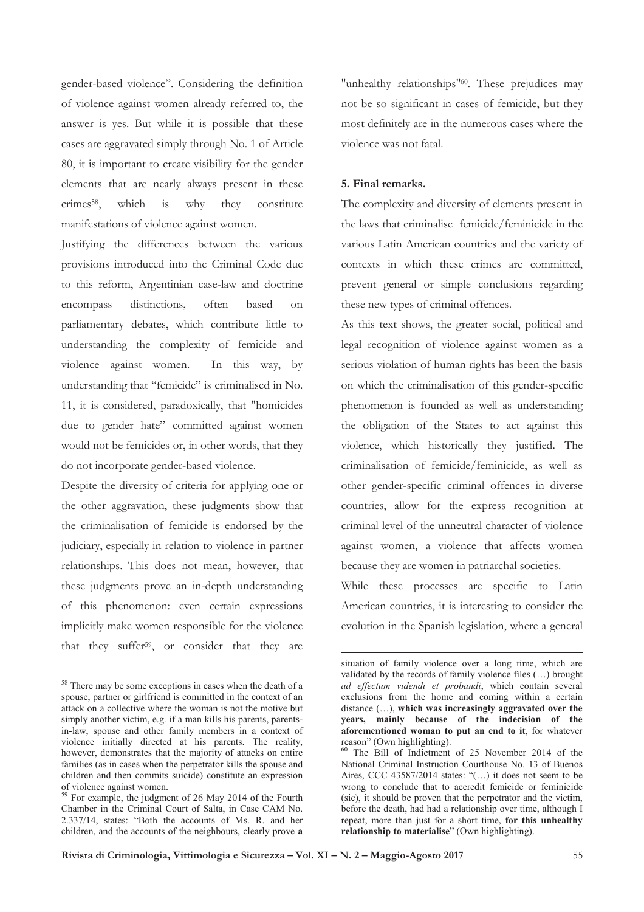gender-based violence". Considering the definition of violence against women already referred to, the answer is yes. But while it is possible that these cases are aggravated simply through No. 1 of Article 80, it is important to create visibility for the gender elements that are nearly always present in these crimes[58], which is why they constitute manifestations of violence against women.

Justifying the differences between the various provisions introduced into the Criminal Code due to this reform, Argentinian case-law and doctrine encompass distinctions, often based on parliamentary debates, which contribute little to understanding the complexity of femicide and violence against women. In this way, by understanding that "femicide" is criminalised in No. 11, it is considered, paradoxically, that "homicides due to gender hate" committed against women would not be femicides or, in other words, that they do not incorporate gender-based violence.

Despite the diversity of criteria for applying one or the other aggravation, these judgments show that the criminalisation of femicide is endorsed by the judiciary, especially in relation to violence in partner relationships. This does not mean, however, that these judgments prove an in-depth understanding of this phenomenon: even certain expressions implicitly make women responsible for the violence that they suffer[59], or consider that they are "unhealthy relationships"[60]. These prejudices may not be so significant in cases of femicide, but they most definitely are in the numerous cases where the violence was not fatal.

## 5. Final remarks.

The complexity and diversity of elements present in the laws that criminalise femicide/feminicide in the various Latin American countries and the variety of contexts in which these crimes are committed, prevent general or simple conclusions regarding these new types of criminal offences.

As this text shows, the greater social, political and legal recognition of violence against women as a serious violation of human rights has been the basis on which the criminalisation of this gender-specific phenomenon is founded as well as understanding the obligation of the States to act against this violence, which historically they justified. The criminalisation of femicide/feminicide, as well as other gender-specific criminal offences in diverse countries, allow for the express recognition at criminal level of the unneutral character of violence against women, a violence that affects women because they are women in patriarchal societies.

While these processes are specific to Latin American countries, it is interesting to consider the evolution in the Spanish legislation, where a general

---

[58] There may be some exceptions in cases when the death of a spouse, partner or girlfriend is committed in the context of an attack on a collective where the woman is not the motive but simply another victim, e.g. if a man kills his parents, parents-in-law, spouse and other family members in a context of violence initially directed at his parents. The reality, however, demonstrates that the majority of attacks on entire families (as in cases when the perpetrator kills the spouse and children and then commits suicide) constitute an expression of violence against women.

[59] For example, the judgment of 26 May 2014 of the Fourth Chamber in the Criminal Court of Salta, in Case CAM No. 2.337/14, states: "Both the accounts of Ms. R. and her children, and the accounts of the neighbours, clearly prove **a** situation of family violence over a long time, which are validated by the records of family violence files (…) brought *ad effectum videndi et probandi*, which contain several exclusions from the home and coming within a certain distance (…), **which was increasingly aggravated over the years, mainly because of the indecision of the aforementioned woman to put an end to it**, for whatever reason" (Own highlighting).

[60] The Bill of Indictment of 25 November 2014 of the National Criminal Instruction Courthouse No. 13 of Buenos Aires, CCC 43587/2014 states: "(…) it does not seem to be wrong to conclude that to accredit femicide or feminicide (sic), it should be proven that the perpetrator and the victim, before the death, had had a relationship over time, although I repeat, more than just for a short time, **for this unhealthy relationship to materialise**" (Own highlighting).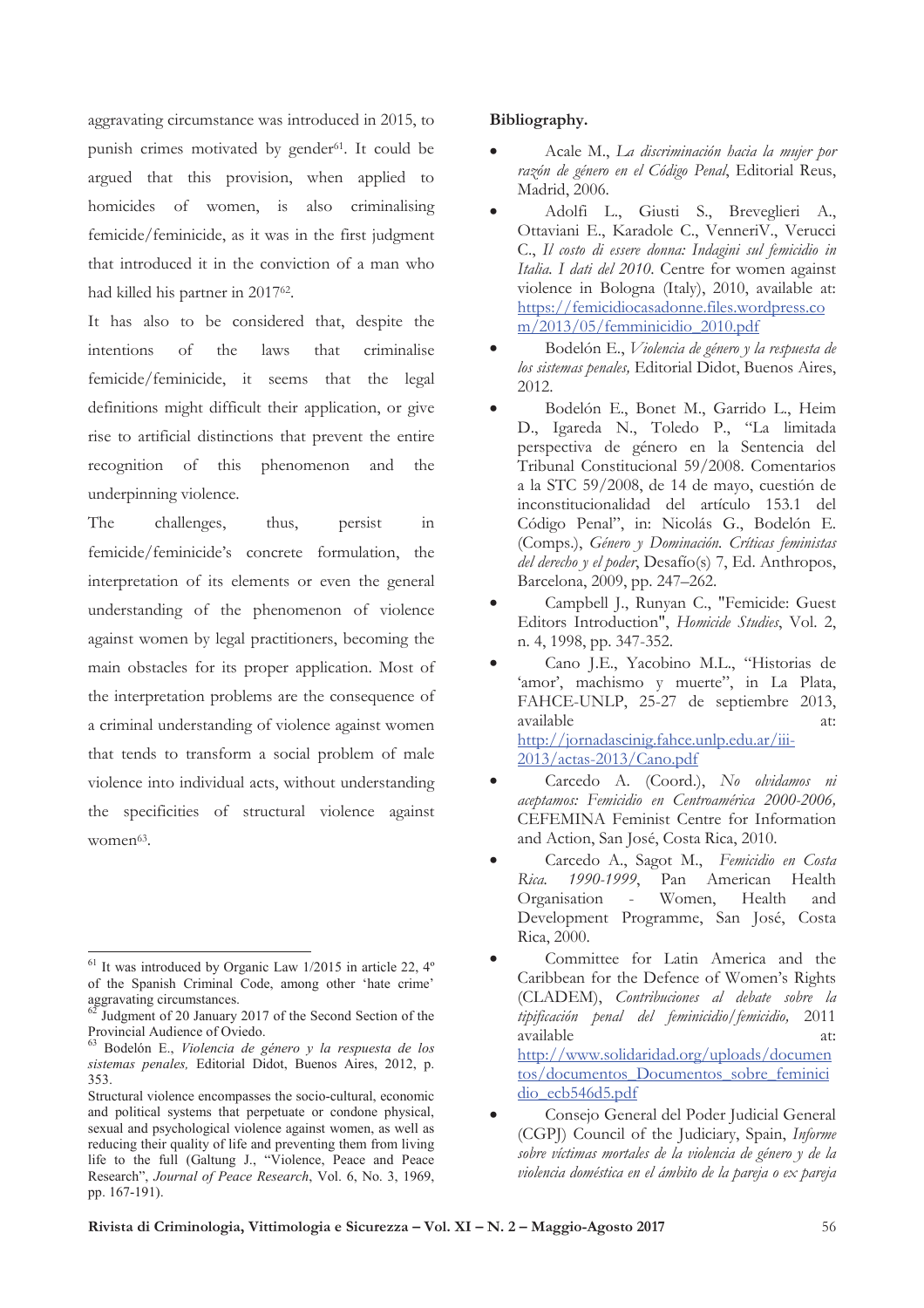aggravating circumstance was introduced in 2015, to punish crimes motivated by gender[61]. It could be argued that this provision, when applied to homicides of women, is also criminalising femicide/feminicide, as it was in the first judgment that introduced it in the conviction of a man who had killed his partner in 2017[62].

It has also to be considered that, despite the intentions of the laws that criminalise femicide/feminicide, it seems that the legal definitions might difficult their application, or give rise to artificial distinctions that prevent the entire recognition of this phenomenon and the underpinning violence.

The challenges, thus, persist in femicide/feminicide's concrete formulation, the interpretation of its elements or even the general understanding of the phenomenon of violence against women by legal practitioners, becoming the main obstacles for its proper application. Most of the interpretation problems are the consequence of a criminal understanding of violence against women that tends to transform a social problem of male violence into individual acts, without understanding the specificities of structural violence against women[63].

[61] It was introduced by Organic Law 1/2015 in article 22, 4º of the Spanish Criminal Code, among other 'hate crime' aggravating circumstances.

[62] Judgment of 20 January 2017 of the Second Section of the Provincial Audience of Oviedo.

[63] Bodelón E., *Violencia de género y la respuesta de los sistemas penales,* Editorial Didot, Buenos Aires, 2012, p. 353.

Structural violence encompasses the socio-cultural, economic and political systems that perpetuate or condone physical, sexual and psychological violence against women, as well as reducing their quality of life and preventing them from living life to the full (Galtung J., "Violence, Peace and Peace Research", *Journal of Peace Research*, Vol. 6, No. 3, 1969, pp. 167-191).

**Bibliography.**

- Acale M., *La discriminación hacia la mujer por razón de género en el Código Penal*, Editorial Reus, Madrid, 2006.
- Adolfi L., Giusti S., Breveglieri A., Ottaviani E., Karadole C., VenneriV., Verucci C., *Il costo di essere donna: Indagini sul femicidio in Italia. I dati del 2010.* Centre for women against violence in Bologna (Italy), 2010, available at: https://femicidiocasadonne.files.wordpress.com/2013/05/femminicidio_2010.pdf
- Bodelón E., *Violencia de género y la respuesta de los sistemas penales,* Editorial Didot, Buenos Aires, 2012.
- Bodelón E., Bonet M., Garrido L., Heim D., Igareda N., Toledo P., "La limitada perspectiva de género en la Sentencia del Tribunal Constitucional 59/2008. Comentarios a la STC 59/2008, de 14 de mayo, cuestión de inconstitucionalidad del artículo 153.1 del Código Penal", in: Nicolás G., Bodelón E. (Comps.), *Género y Dominación. Críticas feministas del derecho y el poder*, Desafío(s) 7, Ed. Anthropos, Barcelona, 2009, pp. 247–262.
- Campbell J., Runyan C., "Femicide: Guest Editors Introduction", *Homicide Studies*, Vol. 2, n. 4, 1998, pp. 347-352.
- Cano J.E., Yacobino M.L., "Historias de 'amor', machismo y muerte", in La Plata, FAHCE-UNLP, 25-27 de septiembre 2013, available at: http://jornadascinig.fahce.unlp.edu.ar/iii-2013/actas-2013/Cano.pdf
- Carcedo A. (Coord.), *No olvidamos ni aceptamos: Femicidio en Centroamérica 2000-2006,* CEFEMINA Feminist Centre for Information and Action, San José, Costa Rica, 2010.
- Carcedo A., Sagot M., *Femicidio en Costa Rica. 1990-1999*, Pan American Health Organisation - Women, Health and Development Programme, San José, Costa Rica, 2000.
- Committee for Latin America and the Caribbean for the Defence of Women's Rights (CLADEM), *Contribuciones al debate sobre la tipificación penal del feminicidio/femicidio,* 2011 available at: http://www.solidaridad.org/uploads/documentos/documentos_Documentos_sobre_feminicidio_ecb546d5.pdf
- Consejo General del Poder Judicial General (CGPJ) Council of the Judiciary, Spain, *Informe sobre víctimas mortales de la violencia de género y de la violencia doméstica en el ámbito de la pareja o ex pareja*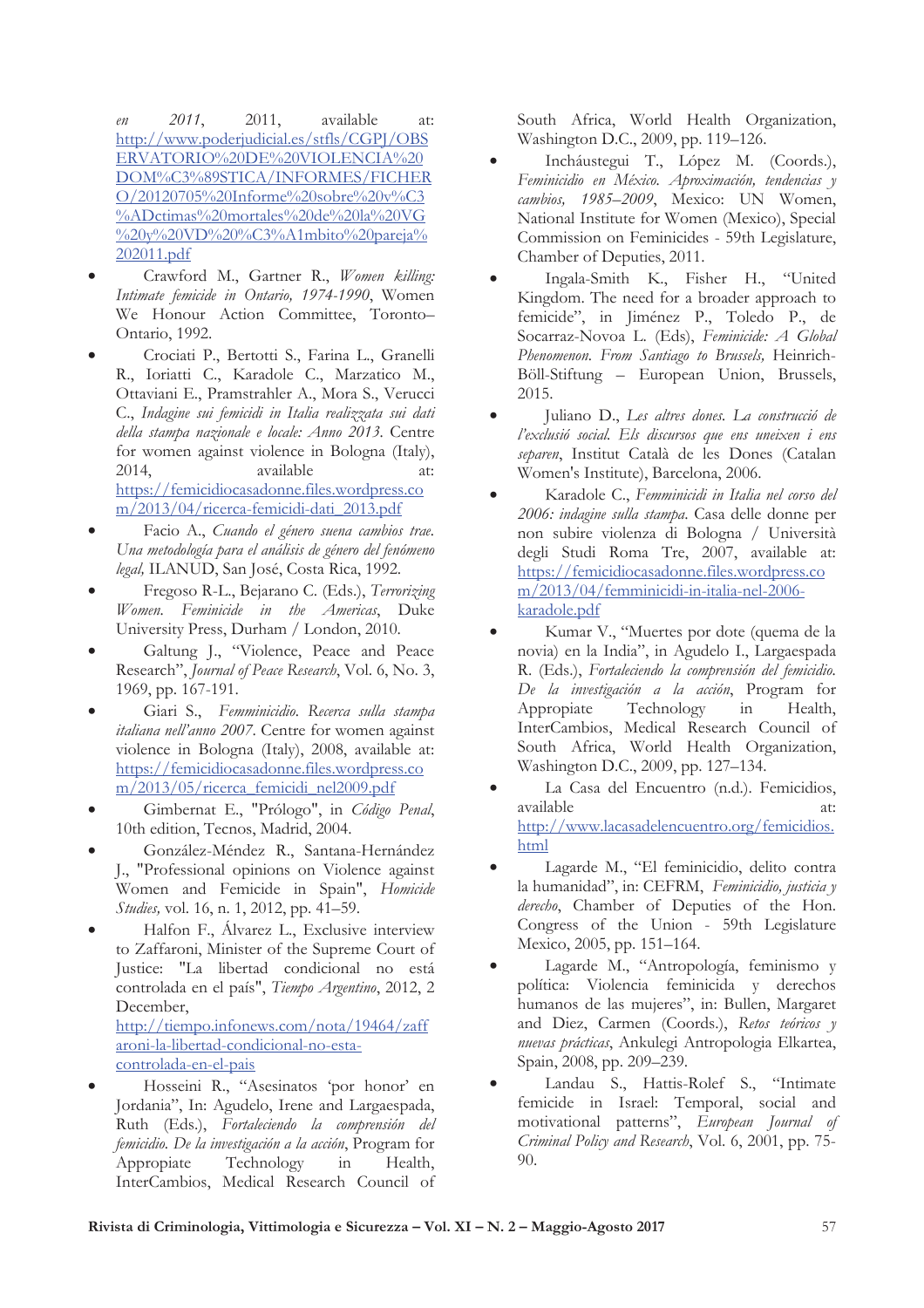*en 2011*, 2011, available at: http://www.poderjudicial.es/stfls/CGPJ/OBSERVATORIO%20DE%20VIOLENCIA%20DOM%C3%89STICA/INFORMES/FICHERO/20120705%20Informe%20sobre%20v%C3%ADctimas%20mortales%20de%20la%20VG%20y%20VD%20%C3%A1mbito%20pareja%202011.pdf

- Crawford M., Gartner R., *Women killing: Intimate femicide in Ontario, 1974-1990*, Women We Honour Action Committee, Toronto–Ontario, 1992.
- Crociati P., Bertotti S., Farina L., Granelli R., Ioriatti C., Karadole C., Marzatico M., Ottaviani E., Pramstrahler A., Mora S., Verucci C., *Indagine sui femicidi in Italia realizzata sui dati della stampa nazionale e locale: Anno 2013.* Centre for women against violence in Bologna (Italy), 2014, available at: https://femicidiocasadonne.files.wordpress.com/2013/04/ricerca-femicidi-dati_2013.pdf
- Facio A., *Cuando el género suena cambios trae. Una metodología para el análisis de género del fenómeno legal,* ILANUD, San José, Costa Rica, 1992.
- Fregoso R-L., Bejarano C. (Eds.), *Terrorizing Women. Feminicide in the Americas*, Duke University Press, Durham / London, 2010.
- Galtung J., "Violence, Peace and Peace Research", *Journal of Peace Research*, Vol. 6, No. 3, 1969, pp. 167-191.
- Giari S., *Femminicidio. Recerca sulla stampa italiana nell'anno 2007*. Centre for women against violence in Bologna (Italy), 2008, available at: https://femicidiocasadonne.files.wordpress.com/2013/05/ricerca_femicidi_nel2009.pdf
- Gimbernat E., "Prólogo", in *Código Penal*, 10th edition, Tecnos, Madrid, 2004.
- González-Méndez R., Santana-Hernández J., "Professional opinions on Violence against Women and Femicide in Spain", *Homicide Studies,* vol. 16, n. 1, 2012, pp. 41–59.
- Halfon F., Álvarez L., Exclusive interview to Zaffaroni, Minister of the Supreme Court of Justice: "La libertad condicional no está controlada en el país", *Tiempo Argentino*, 2012, 2 December, http://tiempo.infonews.com/nota/19464/zaffaroni-la-libertad-condicional-no-esta-controlada-en-el-pais
- Hosseini R., "Asesinatos 'por honor' en Jordania", In: Agudelo, Irene and Largaespada, Ruth (Eds.), *Fortaleciendo la comprensión del femicidio. De la investigación a la acción*, Program for Appropiate Technology in Health, InterCambios, Medical Research Council of South Africa, World Health Organization, Washington D.C., 2009, pp. 119–126.
- Incháustegui T., López M. (Coords.), *Feminicidio en México. Aproximación, tendencias y cambios, 1985–2009*, Mexico: UN Women, National Institute for Women (Mexico), Special Commission on Feminicides - 59th Legislature, Chamber of Deputies, 2011.
- Ingala-Smith K., Fisher H., "United Kingdom. The need for a broader approach to femicide", in Jiménez P., Toledo P., de Socarraz-Novoa L. (Eds), *Feminicide: A Global Phenomenon. From Santiago to Brussels,* Heinrich-Böll-Stiftung – European Union, Brussels, 2015.
- Juliano D., *Les altres dones. La construcció de l'exclusió social. Els discursos que ens uneixen i ens separen*, Institut Català de les Dones (Catalan Women's Institute), Barcelona, 2006.
- Karadole C., *Femminicidi in Italia nel corso del 2006: indagine sulla stampa.* Casa delle donne per non subire violenza di Bologna / Università degli Studi Roma Tre, 2007, available at: https://femicidiocasadonne.files.wordpress.com/2013/04/femminicidi-in-italia-nel-2006-karadole.pdf
- Kumar V., "Muertes por dote (quema de la novia) en la India", in Agudelo I., Largaespada R. (Eds.), *Fortaleciendo la comprensión del femicidio. De la investigación a la acción*, Program for Appropiate Technology in Health, InterCambios, Medical Research Council of South Africa, World Health Organization, Washington D.C., 2009, pp. 127–134.
- La Casa del Encuentro (n.d.). Femicidios, available at: http://www.lacasadelencuentro.org/femicidios.html
- Lagarde M., "El feminicidio, delito contra la humanidad", in: CEFRM, *Feminicidio, justicia y derecho*, Chamber of Deputies of the Hon. Congress of the Union - 59th Legislature Mexico, 2005, pp. 151–164.
- Lagarde M., "Antropología, feminismo y política: Violencia feminicida y derechos humanos de las mujeres", in: Bullen, Margaret and Diez, Carmen (Coords.), *Retos teóricos y nuevas prácticas*, Ankulegi Antropologia Elkartea, Spain, 2008, pp. 209–239.
- Landau S., Hattis-Rolef S., "Intimate femicide in Israel: Temporal, social and motivational patterns", *European Journal of Criminal Policy and Research*, Vol. 6, 2001, pp. 75-90.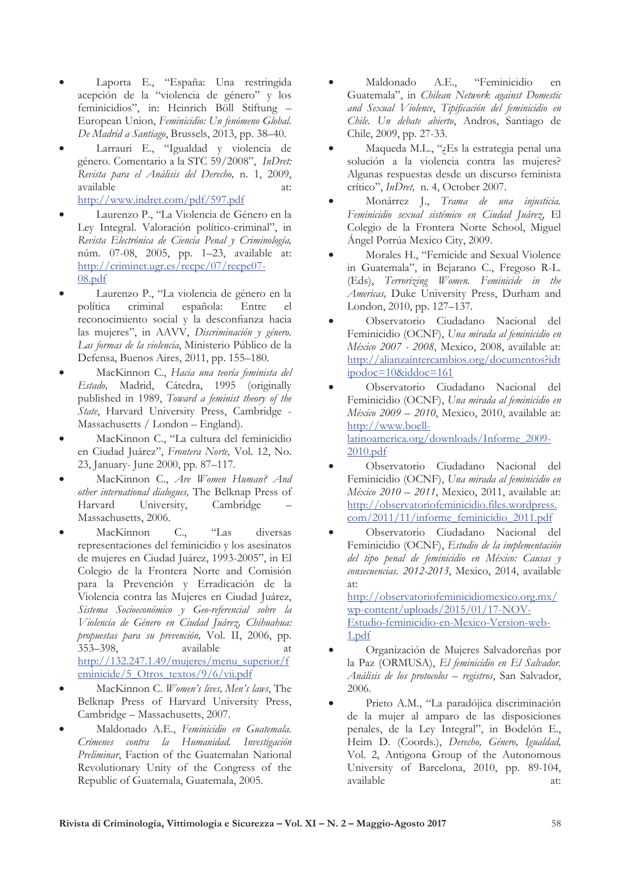- Laporta E., "España: Una restringida acepción de la "violencia de género" y los feminicidios", in: Heinrich Böll Stiftung – European Union, *Feminicidio: Un fenómeno Global. De Madrid a Santiago*, Brussels, 2013, pp. 38–40.
- Larrauri E., "Igualdad y violencia de género. Comentario a la STC 59/2008", *InDret: Revista para el Análisis del Derecho,* n. 1, 2009, available at: http://www.indret.com/pdf/597.pdf
- Laurenzo P., "La Violencia de Género en la Ley Integral. Valoración político-criminal", in *Revista Electrónica de Ciencia Penal y Criminología,* núm. 07-08, 2005, pp. 1–23, available at: http://criminet.ugr.es/recpc/07/recpc07-08.pdf
- Laurenzo P., "La violencia de género en la política criminal española: Entre el reconocimiento social y la desconfianza hacia las mujeres", in AAVV, *Discriminación y género. Las formas de la violencia*, Ministerio Público de la Defensa, Buenos Aires, 2011, pp. 155–180.
- MacKinnon C., *Hacia una teoría feminista del Estado,* Madrid, Cátedra, 1995 (originally published in 1989, *Toward a feminist theory of the State*, Harvard University Press, Cambridge - Massachusetts / London – England).
- MacKinnon C., "La cultura del feminicidio en Ciudad Juárez", *Frontera Norte,* Vol. 12, No. 23, January- June 2000, pp. 87–117.
- MacKinnon C., *Are Women Human? And other international dialogues,* The Belknap Press of Harvard University, Cambridge – Massachusetts, 2006.
- MacKinnon C., "Las diversas representaciones del feminicidio y los asesinatos de mujeres en Ciudad Juárez, 1993-2005", in El Colegio de la Frontera Norte and Comisión para la Prevención y Erradicación de la Violencia contra las Mujeres en Ciudad Juárez, *Sistema Socioeconómico y Geo-referencial sobre la Violencia de Género en Ciudad Juárez, Chihuahua: propuestas para su prevención,* Vol. II, 2006, pp. 353–398, available at http://132.247.1.49/mujeres/menu_superior/feminicide/5_Otros_textos/9/6/vii.pdf
- MacKinnon C. *Women's lives, Men's laws*, The Belknap Press of Harvard University Press, Cambridge – Massachusetts, 2007.
- Maldonado A.E., *Feminicidio en Guatemala. Crímenes contra la Humanidad. Investigación Preliminar*, Faction of the Guatemalan National Revolutionary Unity of the Congress of the Republic of Guatemala, Guatemala, 2005.
- Maldonado A.E., "Feminicidio en Guatemala", in *Chilean Network against Domestic and Sexual Violence*, *Tipificación del feminicidio en Chile. Un debate abierto*, Andros, Santiago de Chile, 2009, pp. 27-33.
- Maqueda M.L., "¿Es la estrategia penal una solución a la violencia contra las mujeres? Algunas respuestas desde un discurso feminista crítico", *InDret,* n. 4, October 2007.
- Monárrez J., *Trama de una injusticia. Feminicidio sexual sistémico en Ciudad Juárez,* El Colegio de la Frontera Norte School, Miguel Ángel Porrúa Mexico City, 2009.
- Morales H., "Femicide and Sexual Violence in Guatemala", in Bejarano C., Fregoso R-L. (Eds), *Terrorizing Women. Feminicide in the Americas,* Duke University Press, Durham and London, 2010, pp. 127–137.
- Observatorio Ciudadano Nacional del Feminicidio (OCNF), *Una mirada al feminicidio en México 2007 - 2008*, Mexico, 2008, available at: http://alianzaintercambios.org/documentos?idtipodoc=10&iddoc=161
- Observatorio Ciudadano Nacional del Feminicidio (OCNF), *Una mirada al feminicidio en México 2009 – 2010*, Mexico, 2010, available at: http://www.boell-latinoamerica.org/downloads/Informe_2009-2010.pdf
- Observatorio Ciudadano Nacional del Feminicidio (OCNF), *Una mirada al feminicidio en México 2010 – 2011*, Mexico, 2011, available at: http://observatoriofeminicidio.files.wordpress.com/2011/11/informe_feminicidio_2011.pdf
- Observatorio Ciudadano Nacional del Feminicidio (OCNF), *Estudio de la implementación del tipo penal de feminicidio en México: Causas y consecuencias. 2012-2013*, Mexico, 2014, available at: http://observatoriofeminicidiomexico.org.mx/wp-content/uploads/2015/01/17-NOV-Estudio-feminicidio-en-Mexico-Version-web-1.pdf
- Organización de Mujeres Salvadoreñas por la Paz (ORMUSA), *El feminicidio en El Salvador. Análisis de los protocolos – registros*, San Salvador, 2006.
- Prieto A.M., "La paradójica discriminación de la mujer al amparo de las disposiciones penales, de la Ley Integral", in Bodelón E., Heim D. (Coords.), *Derecho, Género, Igualdad,* Vol. 2, Antigona Group of the Autonomous University of Barcelona, 2010, pp. 89-104, available at: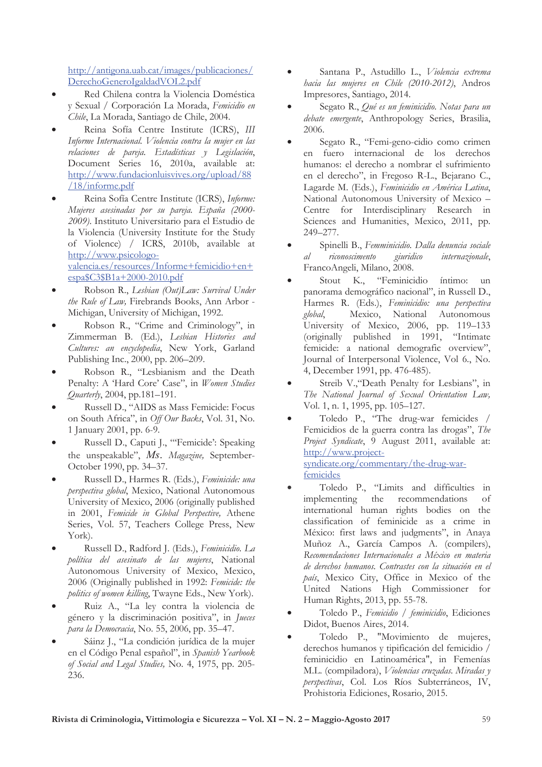http://antigona.uab.cat/images/publicaciones/DerechoGeneroIgaldadVOL2.pdf

- Red Chilena contra la Violencia Doméstica y Sexual / Corporación La Morada, *Femicidio en Chile*, La Morada, Santiago de Chile, 2004.
- Reina Sofía Centre Institute (ICRS), *III Informe Internacional. Violencia contra la mujer en las relaciones de pareja. Estadísticas y Legislación*, Document Series 16, 2010a, available at: http://www.fundacionluisvives.org/upload/88/18/informe.pdf
- Reina Sofía Centre Institute (ICRS), *Informe: Mujeres asesinadas por su pareja. España (2000-2009)*. Instituto Universitario para el Estudio de la Violencia (University Institute for the Study of Violence) / ICRS, 2010b, available at http://www.psicologo-valencia.es/resources/Informe+femicidio+en+espa$C3$B1a+2000-2010.pdf
- Robson R., *Lesbian (Out)Law: Survival Under the Rule of Law,* Firebrands Books, Ann Arbor - Michigan, University of Michigan, 1992.
- Robson R., "Crime and Criminology", in Zimmerman B. (Ed.), *Lesbian Histories and Cultures: an encyclopedia*, New York, Garland Publishing Inc., 2000, pp. 206–209.
- Robson R., "Lesbianism and the Death Penalty: A 'Hard Core' Case", in *Women Studies Quarterly*, 2004, pp.181–191.
- Russell D., "AIDS as Mass Femicide: Focus on South Africa", in *Off Our Backs*, Vol. 31, No. 1 January 2001, pp. 6-9.
- Russell D., Caputi J., "'Femicide': Speaking the unspeakable", *Ms. Magazine,* September-October 1990, pp. 34–37.
- Russell D., Harmes R. (Eds.), *Feminicide: una perspectiva global*, Mexico, National Autonomous University of Mexico, 2006 (originally published in 2001, *Femicide in Global Perspective,* Athene Series, Vol. 57, Teachers College Press, New York).
- Russell D., Radford J. (Eds.), *Feminicidio. La política del asesinato de las mujeres*, National Autonomous University of Mexico, Mexico, 2006 (Originally published in 1992: *Femicide: the politics of women killing*, Twayne Eds., New York).
- Ruiz A., "La ley contra la violencia de género y la discriminación positiva", in *Jueces para la Democracia*, No. 55, 2006, pp. 35–47.
- Sáinz J., "La condición jurídica de la mujer en el Código Penal español", in *Spanish Yearbook of Social and Legal Studies,* No. 4, 1975, pp. 205-236.
- Santana P., Astudillo L., *Violencia extrema hacia las mujeres en Chile (2010-2012)*, Andros Impresores, Santiago, 2014.
- Segato R., *Qué es un feminicidio. Notas para un debate emergente*, Anthropology Series, Brasilia, 2006.
- Segato R., "Femi-geno-cidio como crimen en fuero internacional de los derechos humanos: el derecho a nombrar el sufrimiento en el derecho", in Fregoso R-L., Bejarano C., Lagarde M. (Eds.), *Feminicidio en América Latina*, National Autonomous University of Mexico – Centre for Interdisciplinary Research in Sciences and Humanities, Mexico, 2011, pp. 249–277.
- Spinelli B., *Femminicidio. Dalla denuncia sociale al riconoscimento giuridico internazionale*, FrancoAngeli, Milano, 2008.
- Stout K., "Feminicidio íntimo: un panorama demográfico nacional", in Russell D., Harmes R. (Eds.), *Feminicidio: una perspectiva global*, Mexico, National Autonomous University of Mexico, 2006, pp. 119–133 (originally published in 1991, "Intimate femicide: a national demografic overview", Journal of Interpersonal Violence, Vol 6., No. 4, December 1991, pp. 476-485).
- Streib V.,"Death Penalty for Lesbians", in *The National Journal of Sexual Orientation Law,* Vol. 1, n. 1, 1995, pp. 105–127.
- Toledo P., "The drug-war femicides / Femicidios de la guerra contra las drogas", *The Project Syndicate*, 9 August 2011, available at: http://www.project-syndicate.org/commentary/the-drug-war-femicides
- Toledo P., "Limits and difficulties in implementing the recommendations of international human rights bodies on the classification of feminicide as a crime in México: first laws and judgments", in Anaya Muñoz A., García Campos A. (compilers), *Recomendaciones Internacionales a México en materia de derechos humanos. Contrastes con la situación en el país*, Mexico City, Office in Mexico of the United Nations High Commissioner for Human Rights, 2013, pp. 55-78.
- Toledo P., *Femicidio / feminicidio*, Ediciones Didot, Buenos Aires, 2014.
- Toledo P., "Movimiento de mujeres, derechos humanos y tipificación del femicidio / feminicidio en Latinoamérica", in Femenías M.L. (compiladora), *Violencias cruzadas. Miradas y perspectivas*, Col. Los Ríos Subterráneos, IV, Prohistoria Ediciones, Rosario, 2015.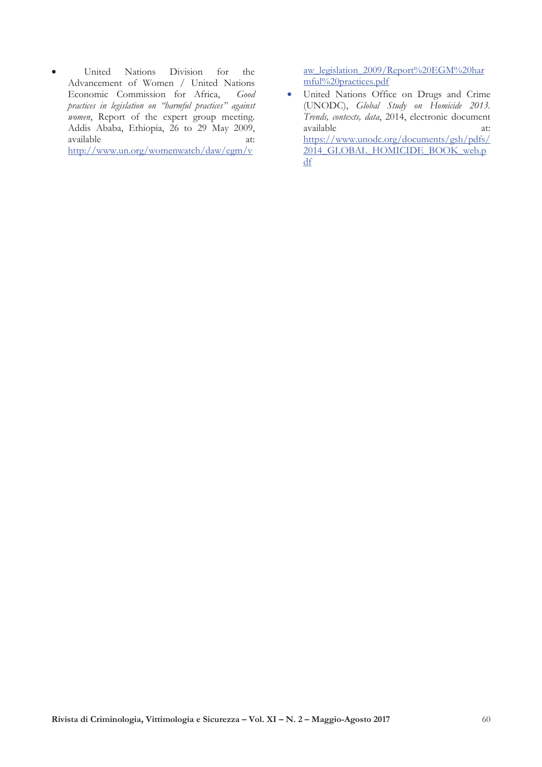- United Nations Division for the Advancement of Women / United Nations Economic Commission for Africa, *Good practices in legislation on "harmful practices" against women*, Report of the expert group meeting. Addis Ababa, Ethiopia, 26 to 29 May 2009, available at: http://www.un.org/womenwatch/daw/egm/vaw_legislation_2009/Report%20EGM%20harmful%20practices.pdf
- United Nations Office on Drugs and Crime (UNODC), *Global Study on Homicide 2013. Trends, contexts, data*, 2014, electronic document available at: https://www.unodc.org/documents/gsh/pdfs/2014_GLOBAL_HOMICIDE_BOOK_web.pdf